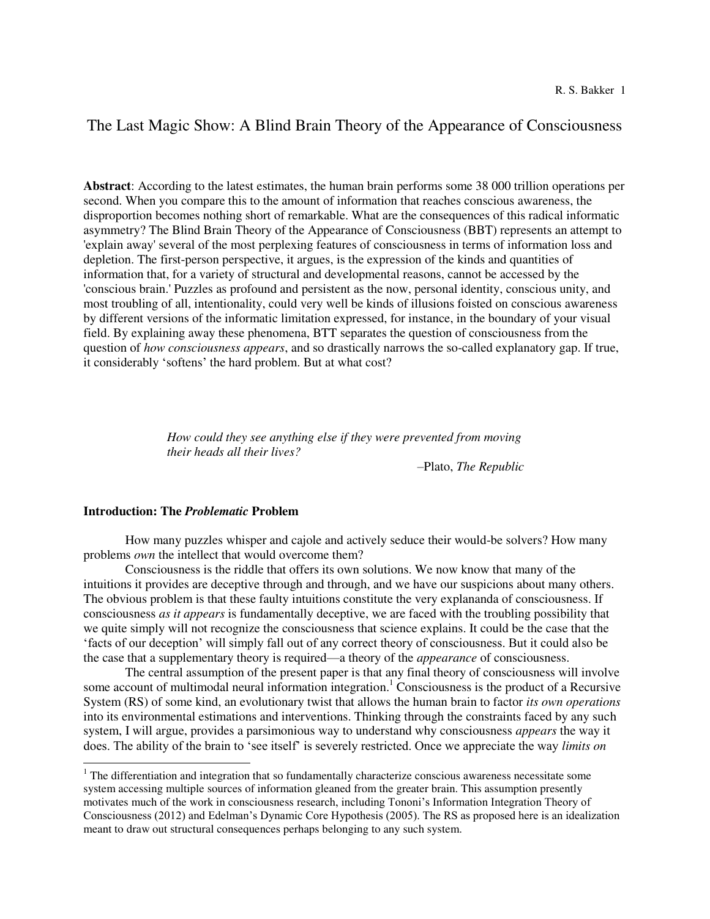# The Last Magic Show: A Blind Brain Theory of the Appearance of Consciousness

**Abstract**: According to the latest estimates, the human brain performs some 38 000 trillion operations per second. When you compare this to the amount of information that reaches conscious awareness, the disproportion becomes nothing short of remarkable. What are the consequences of this radical informatic asymmetry? The Blind Brain Theory of the Appearance of Consciousness (BBT) represents an attempt to 'explain away' several of the most perplexing features of consciousness in terms of information loss and depletion. The first-person perspective, it argues, is the expression of the kinds and quantities of information that, for a variety of structural and developmental reasons, cannot be accessed by the 'conscious brain.' Puzzles as profound and persistent as the now, personal identity, conscious unity, and most troubling of all, intentionality, could very well be kinds of illusions foisted on conscious awareness by different versions of the informatic limitation expressed, for instance, in the boundary of your visual field. By explaining away these phenomena, BTT separates the question of consciousness from the question of *how consciousness appears*, and so drastically narrows the so-called explanatory gap. If true, it considerably 'softens' the hard problem. But at what cost?

> *How could they see anything else if they were prevented from moving their heads all their lives?*
>
> –Plato, *The Republic*

## Introduction: The *Problematic* Problem

How many puzzles whisper and cajole and actively seduce their would-be solvers? How many problems *own* the intellect that would overcome them?

Consciousness is the riddle that offers its own solutions. We now know that many of the intuitions it provides are deceptive through and through, and we have our suspicions about many others. The obvious problem is that these faulty intuitions constitute the very explananda of consciousness. If consciousness *as it appears* is fundamentally deceptive, we are faced with the troubling possibility that we quite simply will not recognize the consciousness that science explains. It could be the case that the 'facts of our deception' will simply fall out of any correct theory of consciousness. But it could also be the case that a supplementary theory is required—a theory of the *appearance* of consciousness.

The central assumption of the present paper is that any final theory of consciousness will involve some account of multimodal neural information integration.[1] Consciousness is the product of a Recursive System (RS) of some kind, an evolutionary twist that allows the human brain to factor *its own operations* into its environmental estimations and interventions. Thinking through the constraints faced by any such system, I will argue, provides a parsimonious way to understand why consciousness *appears* the way it does. The ability of the brain to 'see itself' is severely restricted. Once we appreciate the way *limits on*

---

[1] The differentiation and integration that so fundamentally characterize conscious awareness necessitate some system accessing multiple sources of information gleaned from the greater brain. This assumption presently motivates much of the work in consciousness research, including Tononi's Information Integration Theory of Consciousness (2012) and Edelman's Dynamic Core Hypothesis (2005). The RS as proposed here is an idealization meant to draw out structural consequences perhaps belonging to any such system.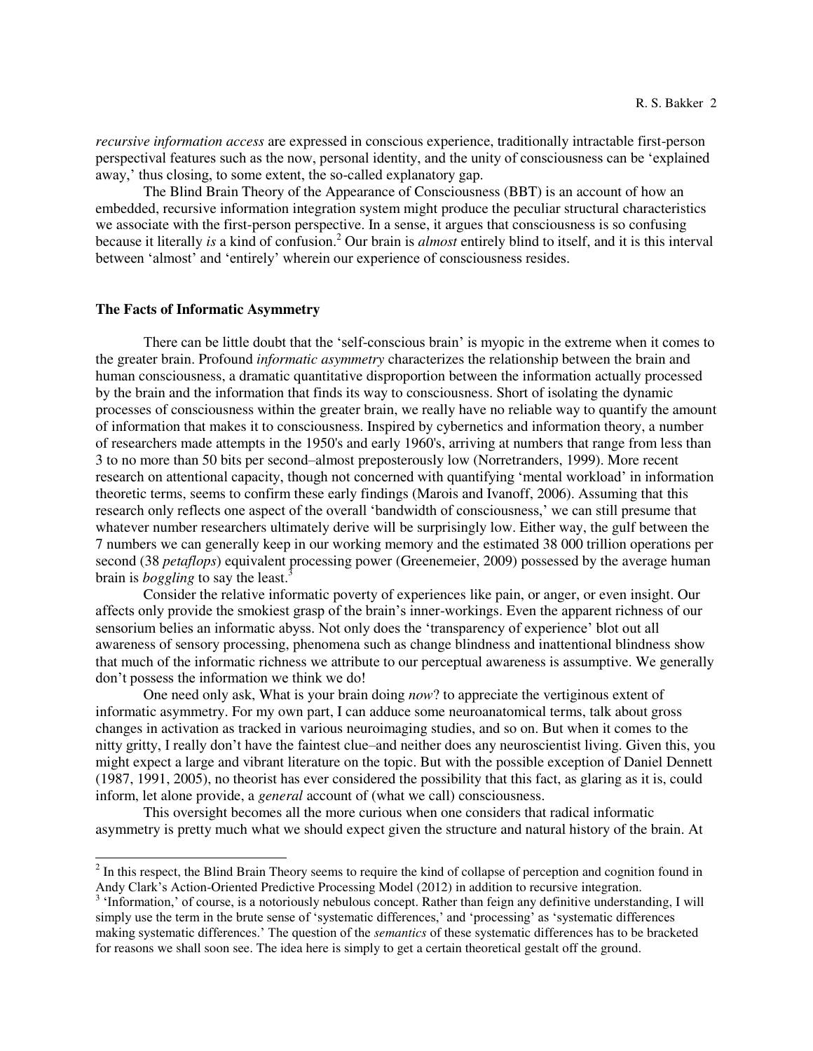*recursive information access* are expressed in conscious experience, traditionally intractable first-person perspectival features such as the now, personal identity, and the unity of consciousness can be 'explained away,' thus closing, to some extent, the so-called explanatory gap.

The Blind Brain Theory of the Appearance of Consciousness (BBT) is an account of how an embedded, recursive information integration system might produce the peculiar structural characteristics we associate with the first-person perspective. In a sense, it argues that consciousness is so confusing because it literally *is* a kind of confusion.[2] Our brain is *almost* entirely blind to itself, and it is this interval between 'almost' and 'entirely' wherein our experience of consciousness resides.

**The Facts of Informatic Asymmetry**

There can be little doubt that the 'self-conscious brain' is myopic in the extreme when it comes to the greater brain. Profound *informatic asymmetry* characterizes the relationship between the brain and human consciousness, a dramatic quantitative disproportion between the information actually processed by the brain and the information that finds its way to consciousness. Short of isolating the dynamic processes of consciousness within the greater brain, we really have no reliable way to quantify the amount of information that makes it to consciousness. Inspired by cybernetics and information theory, a number of researchers made attempts in the 1950's and early 1960's, arriving at numbers that range from less than 3 to no more than 50 bits per second–almost preposterously low (Norretranders, 1999). More recent research on attentional capacity, though not concerned with quantifying 'mental workload' in information theoretic terms, seems to confirm these early findings (Marois and Ivanoff, 2006). Assuming that this research only reflects one aspect of the overall 'bandwidth of consciousness,' we can still presume that whatever number researchers ultimately derive will be surprisingly low. Either way, the gulf between the 7 numbers we can generally keep in our working memory and the estimated 38 000 trillion operations per second (38 *petaflops*) equivalent processing power (Greenemeier, 2009) possessed by the average human brain is *boggling* to say the least.[3]

Consider the relative informatic poverty of experiences like pain, or anger, or even insight. Our affects only provide the smokiest grasp of the brain's inner-workings. Even the apparent richness of our sensorium belies an informatic abyss. Not only does the 'transparency of experience' blot out all awareness of sensory processing, phenomena such as change blindness and inattentional blindness show that much of the informatic richness we attribute to our perceptual awareness is assumptive. We generally don't possess the information we think we do!

One need only ask, What is your brain doing *now*? to appreciate the vertiginous extent of informatic asymmetry. For my own part, I can adduce some neuroanatomical terms, talk about gross changes in activation as tracked in various neuroimaging studies, and so on. But when it comes to the nitty gritty, I really don't have the faintest clue–and neither does any neuroscientist living. Given this, you might expect a large and vibrant literature on the topic. But with the possible exception of Daniel Dennett (1987, 1991, 2005), no theorist has ever considered the possibility that this fact, as glaring as it is, could inform, let alone provide, a *general* account of (what we call) consciousness.

This oversight becomes all the more curious when one considers that radical informatic asymmetry is pretty much what we should expect given the structure and natural history of the brain. At

---

[2] In this respect, the Blind Brain Theory seems to require the kind of collapse of perception and cognition found in Andy Clark's Action-Oriented Predictive Processing Model (2012) in addition to recursive integration.

[3] 'Information,' of course, is a notoriously nebulous concept. Rather than feign any definitive understanding, I will simply use the term in the brute sense of 'systematic differences,' and 'processing' as 'systematic differences making systematic differences.' The question of the *semantics* of these systematic differences has to be bracketed for reasons we shall soon see. The idea here is simply to get a certain theoretical gestalt off the ground.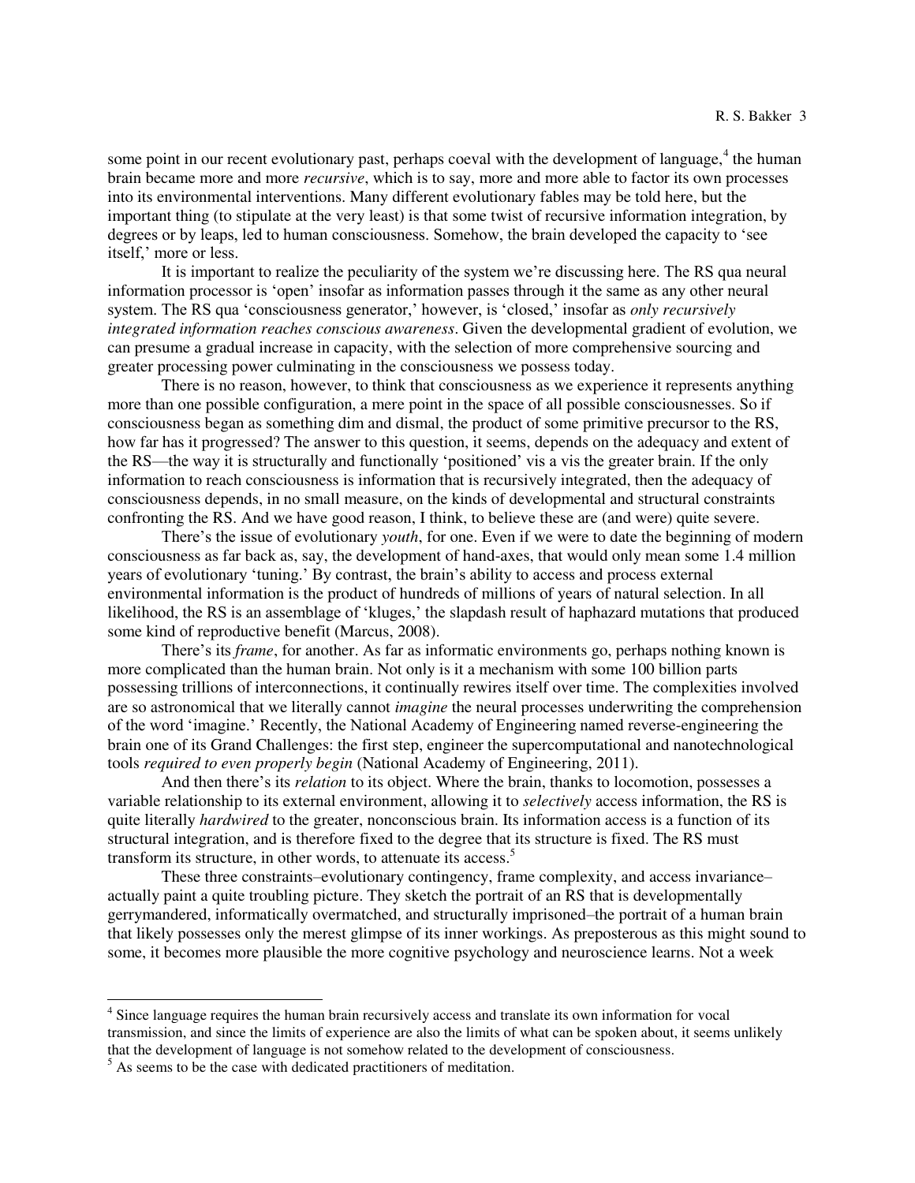some point in our recent evolutionary past, perhaps coeval with the development of language,[4] the human brain became more and more *recursive*, which is to say, more and more able to factor its own processes into its environmental interventions. Many different evolutionary fables may be told here, but the important thing (to stipulate at the very least) is that some twist of recursive information integration, by degrees or by leaps, led to human consciousness. Somehow, the brain developed the capacity to 'see itself,' more or less.

It is important to realize the peculiarity of the system we're discussing here. The RS qua neural information processor is 'open' insofar as information passes through it the same as any other neural system. The RS qua 'consciousness generator,' however, is 'closed,' insofar as *only recursively integrated information reaches conscious awareness*. Given the developmental gradient of evolution, we can presume a gradual increase in capacity, with the selection of more comprehensive sourcing and greater processing power culminating in the consciousness we possess today.

There is no reason, however, to think that consciousness as we experience it represents anything more than one possible configuration, a mere point in the space of all possible consciousnesses. So if consciousness began as something dim and dismal, the product of some primitive precursor to the RS, how far has it progressed? The answer to this question, it seems, depends on the adequacy and extent of the RS—the way it is structurally and functionally 'positioned' vis a vis the greater brain. If the only information to reach consciousness is information that is recursively integrated, then the adequacy of consciousness depends, in no small measure, on the kinds of developmental and structural constraints confronting the RS. And we have good reason, I think, to believe these are (and were) quite severe.

There's the issue of evolutionary *youth*, for one. Even if we were to date the beginning of modern consciousness as far back as, say, the development of hand-axes, that would only mean some 1.4 million years of evolutionary 'tuning.' By contrast, the brain's ability to access and process external environmental information is the product of hundreds of millions of years of natural selection. In all likelihood, the RS is an assemblage of 'kluges,' the slapdash result of haphazard mutations that produced some kind of reproductive benefit (Marcus, 2008).

There's its *frame*, for another. As far as informatic environments go, perhaps nothing known is more complicated than the human brain. Not only is it a mechanism with some 100 billion parts possessing trillions of interconnections, it continually rewires itself over time. The complexities involved are so astronomical that we literally cannot *imagine* the neural processes underwriting the comprehension of the word 'imagine.' Recently, the National Academy of Engineering named reverse-engineering the brain one of its Grand Challenges: the first step, engineer the supercomputational and nanotechnological tools *required to even properly begin* (National Academy of Engineering, 2011).

And then there's its *relation* to its object. Where the brain, thanks to locomotion, possesses a variable relationship to its external environment, allowing it to *selectively* access information, the RS is quite literally *hardwired* to the greater, nonconscious brain. Its information access is a function of its structural integration, and is therefore fixed to the degree that its structure is fixed. The RS must transform its structure, in other words, to attenuate its access.[5]

These three constraints–evolutionary contingency, frame complexity, and access invariance–actually paint a quite troubling picture. They sketch the portrait of an RS that is developmentally gerrymandered, informatically overmatched, and structurally imprisoned–the portrait of a human brain that likely possesses only the merest glimpse of its inner workings. As preposterous as this might sound to some, it becomes more plausible the more cognitive psychology and neuroscience learns. Not a week

---

[4] Since language requires the human brain recursively access and translate its own information for vocal transmission, and since the limits of experience are also the limits of what can be spoken about, it seems unlikely that the development of language is not somehow related to the development of consciousness.

[5] As seems to be the case with dedicated practitioners of meditation.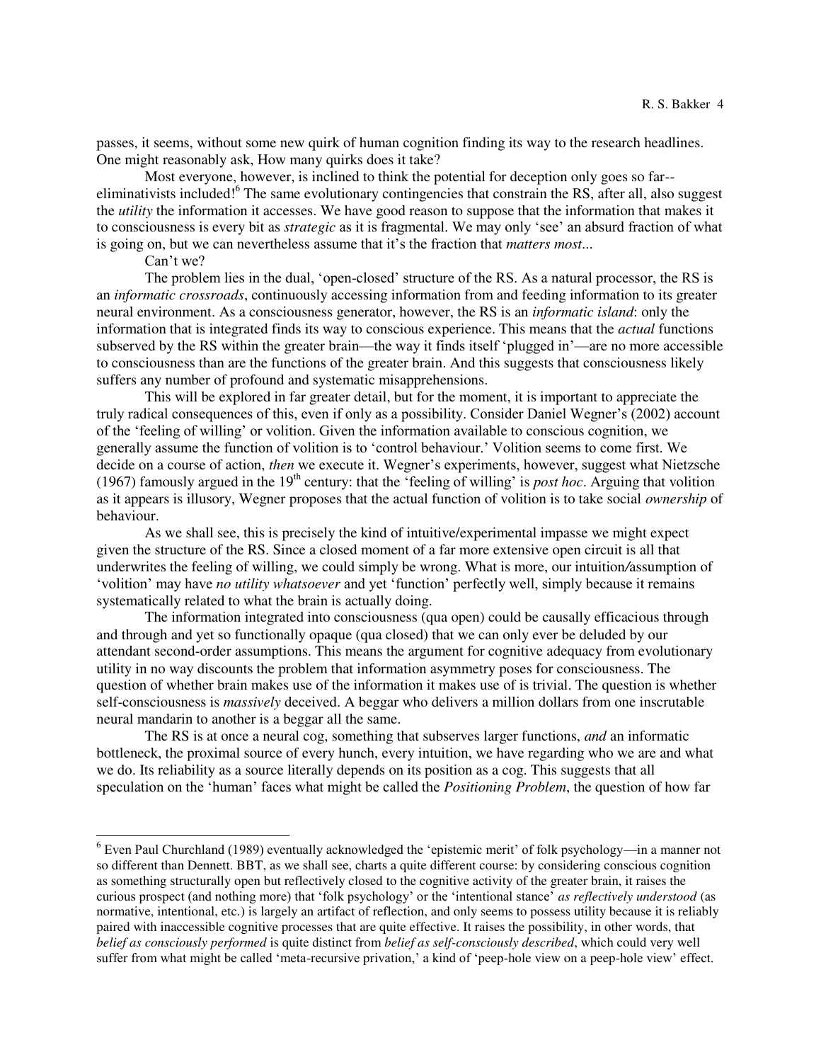passes, it seems, without some new quirk of human cognition finding its way to the research headlines. One might reasonably ask, How many quirks does it take?

Most everyone, however, is inclined to think the potential for deception only goes so far--eliminativists included![6] The same evolutionary contingencies that constrain the RS, after all, also suggest the *utility* the information it accesses. We have good reason to suppose that the information that makes it to consciousness is every bit as *strategic* as it is fragmental. We may only 'see' an absurd fraction of what is going on, but we can nevertheless assume that it's the fraction that *matters most*...

Can't we?

The problem lies in the dual, 'open-closed' structure of the RS. As a natural processor, the RS is an *informatic crossroads*, continuously accessing information from and feeding information to its greater neural environment. As a consciousness generator, however, the RS is an *informatic island*: only the information that is integrated finds its way to conscious experience. This means that the *actual* functions subserved by the RS within the greater brain—the way it finds itself 'plugged in'—are no more accessible to consciousness than are the functions of the greater brain. And this suggests that consciousness likely suffers any number of profound and systematic misapprehensions.

This will be explored in far greater detail, but for the moment, it is important to appreciate the truly radical consequences of this, even if only as a possibility. Consider Daniel Wegner's (2002) account of the 'feeling of willing' or volition. Given the information available to conscious cognition, we generally assume the function of volition is to 'control behaviour.' Volition seems to come first. We decide on a course of action, *then* we execute it. Wegner's experiments, however, suggest what Nietzsche (1967) famously argued in the 19th century: that the 'feeling of willing' is *post hoc*. Arguing that volition as it appears is illusory, Wegner proposes that the actual function of volition is to take social *ownership* of behaviour.

As we shall see, this is precisely the kind of intuitive/experimental impasse we might expect given the structure of the RS. Since a closed moment of a far more extensive open circuit is all that underwrites the feeling of willing, we could simply be wrong. What is more, our intuition/assumption of 'volition' may have *no utility whatsoever* and yet 'function' perfectly well, simply because it remains systematically related to what the brain is actually doing.

The information integrated into consciousness (qua open) could be causally efficacious through and through and yet so functionally opaque (qua closed) that we can only ever be deluded by our attendant second-order assumptions. This means the argument for cognitive adequacy from evolutionary utility in no way discounts the problem that information asymmetry poses for consciousness. The question of whether brain makes use of the information it makes use of is trivial. The question is whether self-consciousness is *massively* deceived. A beggar who delivers a million dollars from one inscrutable neural mandarin to another is a beggar all the same.

The RS is at once a neural cog, something that subserves larger functions, *and* an informatic bottleneck, the proximal source of every hunch, every intuition, we have regarding who we are and what we do. Its reliability as a source literally depends on its position as a cog. This suggests that all speculation on the 'human' faces what might be called the *Positioning Problem*, the question of how far

---

[6] Even Paul Churchland (1989) eventually acknowledged the 'epistemic merit' of folk psychology—in a manner not so different than Dennett. BBT, as we shall see, charts a quite different course: by considering conscious cognition as something structurally open but reflectively closed to the cognitive activity of the greater brain, it raises the curious prospect (and nothing more) that 'folk psychology' or the 'intentional stance' *as reflectively understood* (as normative, intentional, etc.) is largely an artifact of reflection, and only seems to possess utility because it is reliably paired with inaccessible cognitive processes that are quite effective. It raises the possibility, in other words, that *belief as consciously performed* is quite distinct from *belief as self-consciously described*, which could very well suffer from what might be called 'meta-recursive privation,' a kind of 'peep-hole view on a peep-hole view' effect.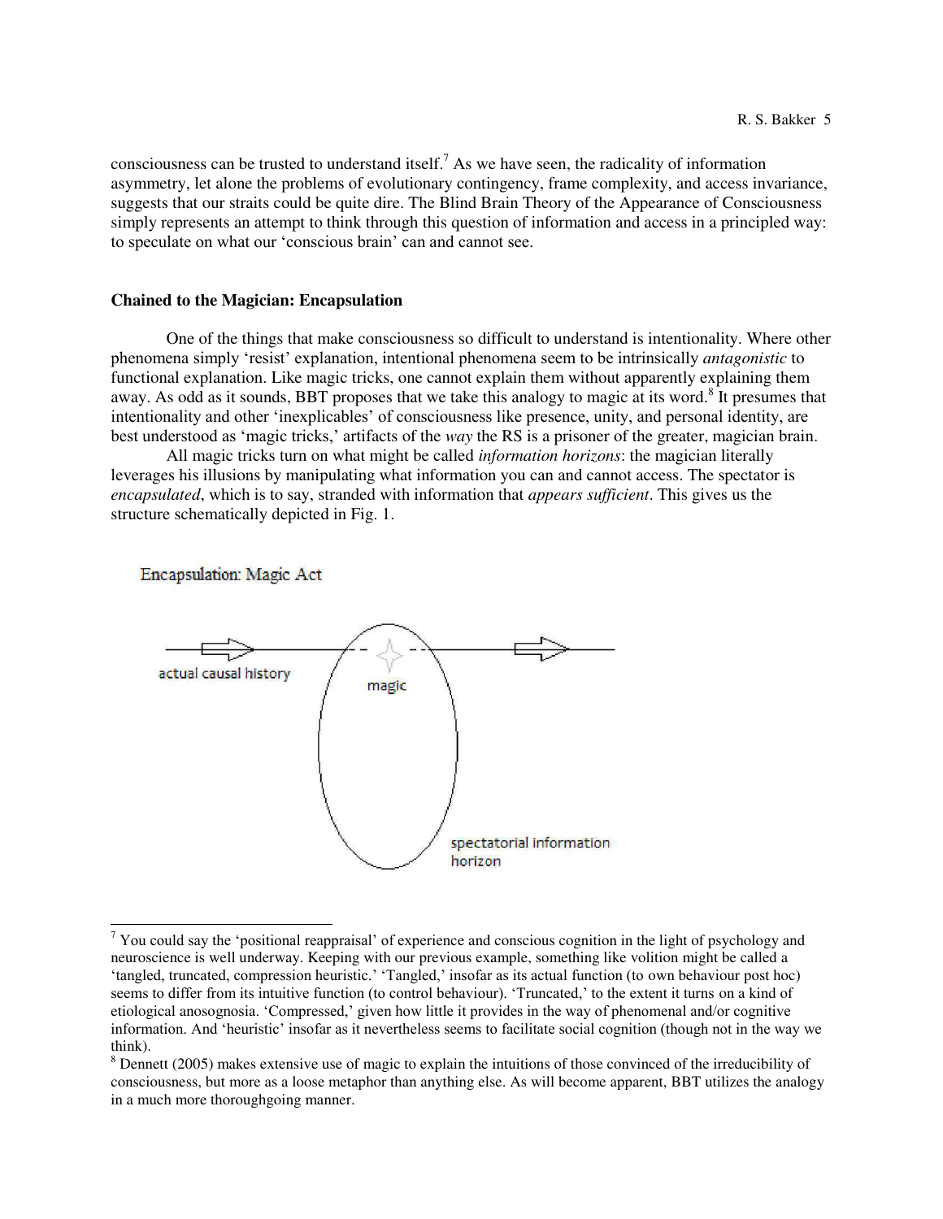consciousness can be trusted to understand itself.[7] As we have seen, the radicality of information asymmetry, let alone the problems of evolutionary contingency, frame complexity, and access invariance, suggests that our straits could be quite dire. The Blind Brain Theory of the Appearance of Consciousness simply represents an attempt to think through this question of information and access in a principled way: to speculate on what our 'conscious brain' can and cannot see.

## Chained to the Magician: Encapsulation

One of the things that make consciousness so difficult to understand is intentionality. Where other phenomena simply 'resist' explanation, intentional phenomena seem to be intrinsically *antagonistic* to functional explanation. Like magic tricks, one cannot explain them without apparently explaining them away. As odd as it sounds, BBT proposes that we take this analogy to magic at its word.[8] It presumes that intentionality and other 'inexplicables' of consciousness like presence, unity, and personal identity, are best understood as 'magic tricks,' artifacts of the *way* the RS is a prisoner of the greater, magician brain.

All magic tricks turn on what might be called *information horizons*: the magician literally leverages his illusions by manipulating what information you can and cannot access. The spectator is *encapsulated*, which is to say, stranded with information that *appears sufficient*. This gives us the structure schematically depicted in Fig. 1.

Encapsulation: Magic Act

actual causal history

magic

spectatorial information horizon

---

[7] You could say the 'positional reappraisal' of experience and conscious cognition in the light of psychology and neuroscience is well underway. Keeping with our previous example, something like volition might be called a 'tangled, truncated, compression heuristic.' 'Tangled,' insofar as its actual function (to own behaviour post hoc) seems to differ from its intuitive function (to control behaviour). 'Truncated,' to the extent it turns on a kind of etiological anosognosia. 'Compressed,' given how little it provides in the way of phenomenal and/or cognitive information. And 'heuristic' insofar as it nevertheless seems to facilitate social cognition (though not in the way we think).

[8] Dennett (2005) makes extensive use of magic to explain the intuitions of those convinced of the irreducibility of consciousness, but more as a loose metaphor than anything else. As will become apparent, BBT utilizes the analogy in a much more thoroughgoing manner.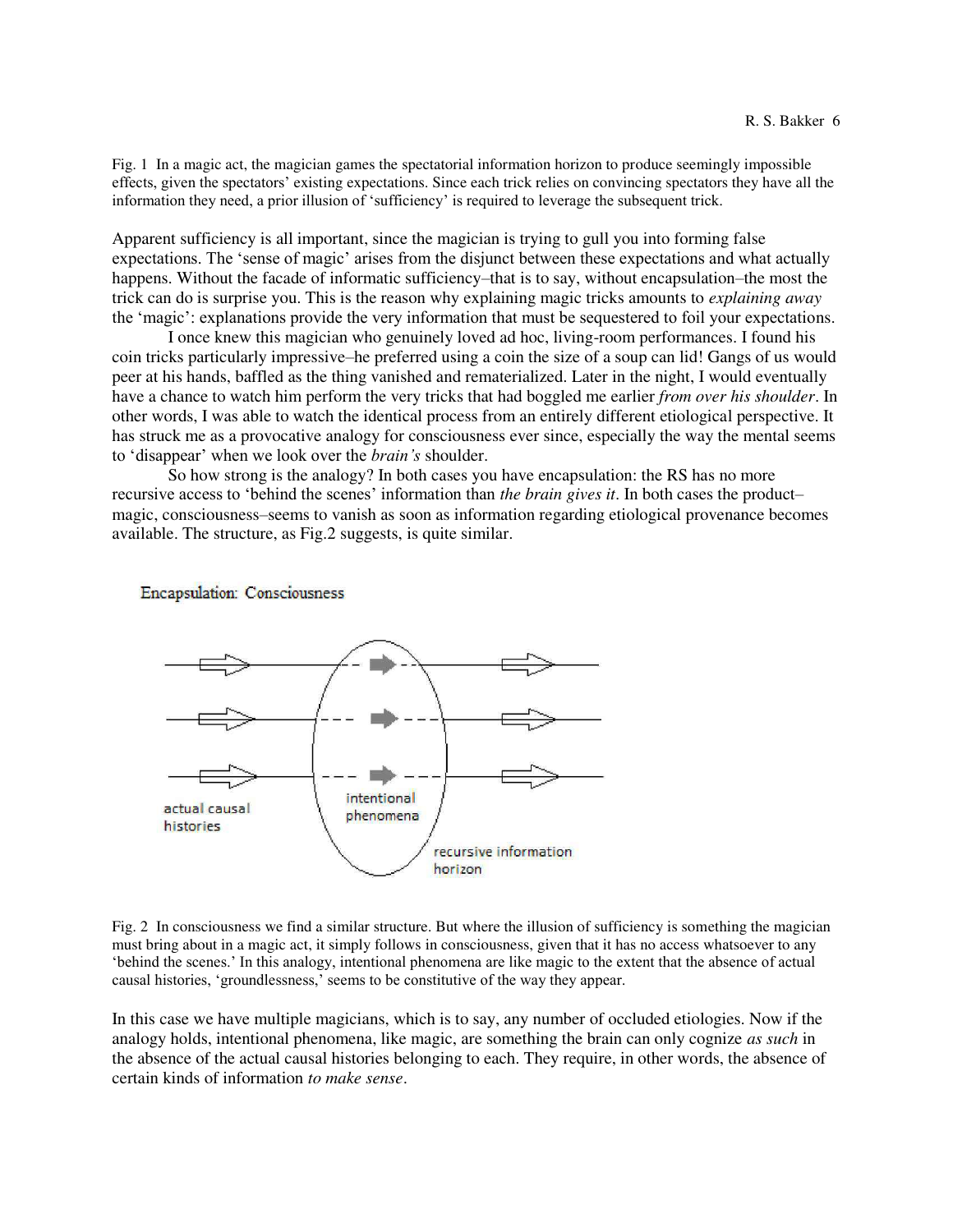Fig. 1 In a magic act, the magician games the spectatorial information horizon to produce seemingly impossible effects, given the spectators' existing expectations. Since each trick relies on convincing spectators they have all the information they need, a prior illusion of 'sufficiency' is required to leverage the subsequent trick.

Apparent sufficiency is all important, since the magician is trying to gull you into forming false expectations. The 'sense of magic' arises from the disjunct between these expectations and what actually happens. Without the facade of informatic sufficiency–that is to say, without encapsulation–the most the trick can do is surprise you. This is the reason why explaining magic tricks amounts to *explaining away* the 'magic': explanations provide the very information that must be sequestered to foil your expectations.

I once knew this magician who genuinely loved ad hoc, living-room performances. I found his coin tricks particularly impressive–he preferred using a coin the size of a soup can lid! Gangs of us would peer at his hands, baffled as the thing vanished and rematerialized. Later in the night, I would eventually have a chance to watch him perform the very tricks that had boggled me earlier *from over his shoulder*. In other words, I was able to watch the identical process from an entirely different etiological perspective. It has struck me as a provocative analogy for consciousness ever since, especially the way the mental seems to 'disappear' when we look over the *brain's* shoulder.

So how strong is the analogy? In both cases you have encapsulation: the RS has no more recursive access to 'behind the scenes' information than *the brain gives it*. In both cases the product–magic, consciousness–seems to vanish as soon as information regarding etiological provenance becomes available. The structure, as Fig.2 suggests, is quite similar.

Encapsulation: Consciousness

actual causal histories

intentional phenomena

recursive information horizon

Fig. 2 In consciousness we find a similar structure. But where the illusion of sufficiency is something the magician must bring about in a magic act, it simply follows in consciousness, given that it has no access whatsoever to any 'behind the scenes.' In this analogy, intentional phenomena are like magic to the extent that the absence of actual causal histories, 'groundlessness,' seems to be constitutive of the way they appear.

In this case we have multiple magicians, which is to say, any number of occluded etiologies. Now if the analogy holds, intentional phenomena, like magic, are something the brain can only cognize *as such* in the absence of the actual causal histories belonging to each. They require, in other words, the absence of certain kinds of information *to make sense*.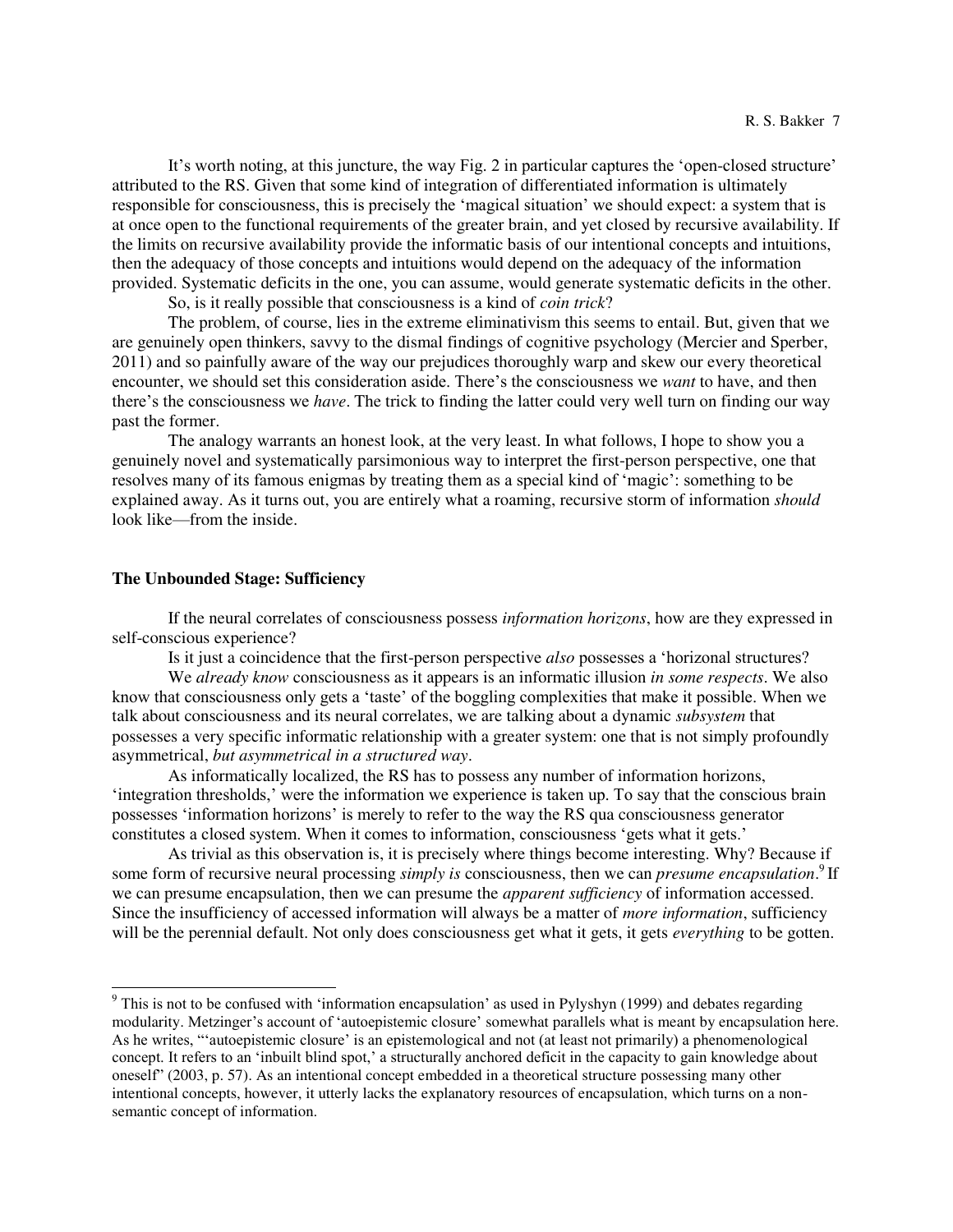It's worth noting, at this juncture, the way Fig. 2 in particular captures the 'open-closed structure' attributed to the RS. Given that some kind of integration of differentiated information is ultimately responsible for consciousness, this is precisely the 'magical situation' we should expect: a system that is at once open to the functional requirements of the greater brain, and yet closed by recursive availability. If the limits on recursive availability provide the informatic basis of our intentional concepts and intuitions, then the adequacy of those concepts and intuitions would depend on the adequacy of the information provided. Systematic deficits in the one, you can assume, would generate systematic deficits in the other.

So, is it really possible that consciousness is a kind of *coin trick*?

The problem, of course, lies in the extreme eliminativism this seems to entail. But, given that we are genuinely open thinkers, savvy to the dismal findings of cognitive psychology (Mercier and Sperber, 2011) and so painfully aware of the way our prejudices thoroughly warp and skew our every theoretical encounter, we should set this consideration aside. There's the consciousness we *want* to have, and then there's the consciousness we *have*. The trick to finding the latter could very well turn on finding our way past the former.

The analogy warrants an honest look, at the very least. In what follows, I hope to show you a genuinely novel and systematically parsimonious way to interpret the first-person perspective, one that resolves many of its famous enigmas by treating them as a special kind of 'magic': something to be explained away. As it turns out, you are entirely what a roaming, recursive storm of information *should* look like—from the inside.

### The Unbounded Stage: Sufficiency

If the neural correlates of consciousness possess *information horizons*, how are they expressed in self-conscious experience?

Is it just a coincidence that the first-person perspective *also* possesses a 'horizonal structures?

We *already know* consciousness as it appears is an informatic illusion *in some respects*. We also know that consciousness only gets a 'taste' of the boggling complexities that make it possible. When we talk about consciousness and its neural correlates, we are talking about a dynamic *subsystem* that possesses a very specific informatic relationship with a greater system: one that is not simply profoundly asymmetrical, *but asymmetrical in a structured way*.

As informatically localized, the RS has to possess any number of information horizons, 'integration thresholds,' were the information we experience is taken up. To say that the conscious brain possesses 'information horizons' is merely to refer to the way the RS qua consciousness generator constitutes a closed system. When it comes to information, consciousness 'gets what it gets.'

As trivial as this observation is, it is precisely where things become interesting. Why? Because if some form of recursive neural processing *simply is* consciousness, then we can *presume encapsulation*.[9] If we can presume encapsulation, then we can presume the *apparent sufficiency* of information accessed. Since the insufficiency of accessed information will always be a matter of *more information*, sufficiency will be the perennial default. Not only does consciousness get what it gets, it gets *everything* to be gotten.

---

[9] This is not to be confused with 'information encapsulation' as used in Pylyshyn (1999) and debates regarding modularity. Metzinger's account of 'autoepistemic closure' somewhat parallels what is meant by encapsulation here. As he writes, "'autoepistemic closure' is an epistemological and not (at least not primarily) a phenomenological concept. It refers to an 'inbuilt blind spot,' a structurally anchored deficit in the capacity to gain knowledge about oneself" (2003, p. 57). As an intentional concept embedded in a theoretical structure possessing many other intentional concepts, however, it utterly lacks the explanatory resources of encapsulation, which turns on a non-semantic concept of information.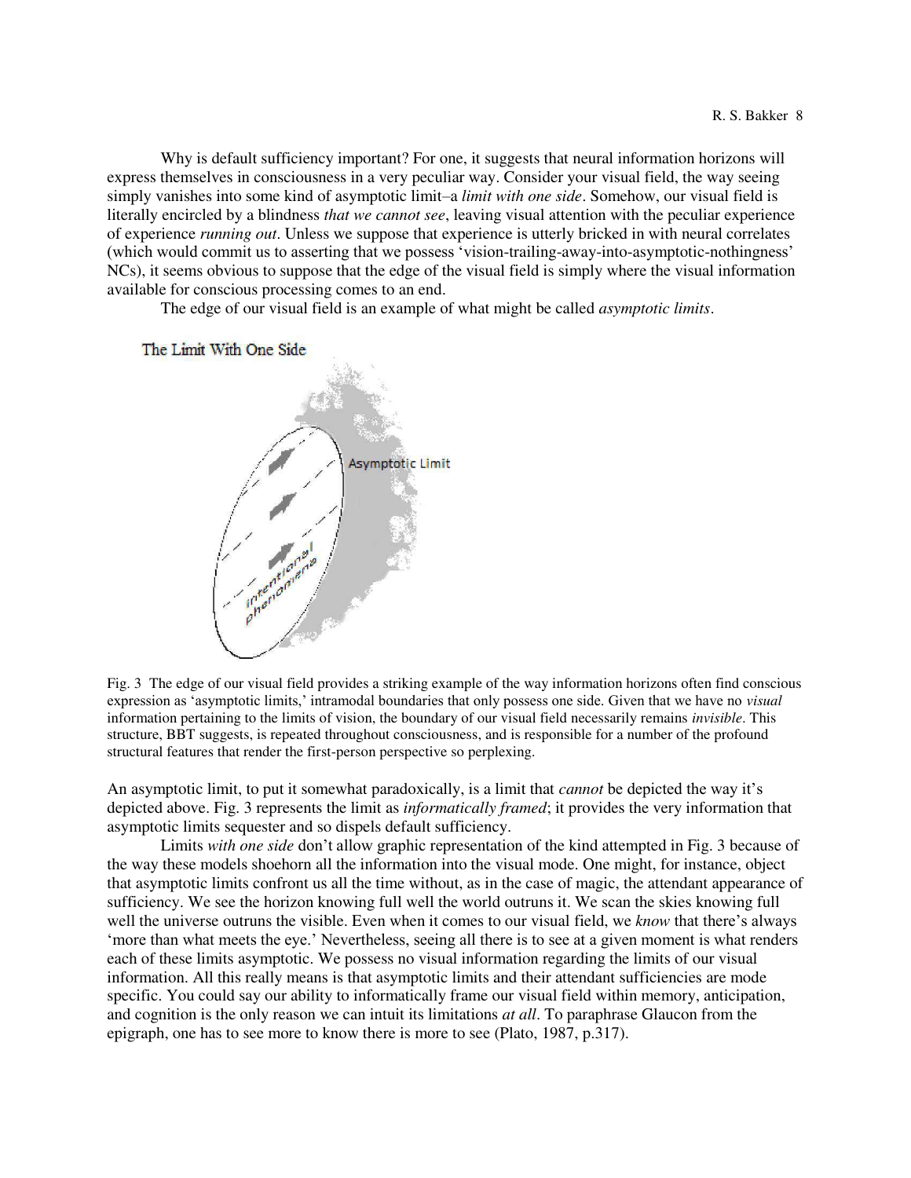Why is default sufficiency important? For one, it suggests that neural information horizons will express themselves in consciousness in a very peculiar way. Consider your visual field, the way seeing simply vanishes into some kind of asymptotic limit–a *limit with one side*. Somehow, our visual field is literally encircled by a blindness *that we cannot see*, leaving visual attention with the peculiar experience of experience *running out*. Unless we suppose that experience is utterly bricked in with neural correlates (which would commit us to asserting that we possess 'vision-trailing-away-into-asymptotic-nothingness' NCs), it seems obvious to suppose that the edge of the visual field is simply where the visual information available for conscious processing comes to an end.

The edge of our visual field is an example of what might be called *asymptotic limits*.

Fig. 3 The edge of our visual field provides a striking example of the way information horizons often find conscious expression as 'asymptotic limits,' intramodal boundaries that only possess one side. Given that we have no *visual* information pertaining to the limits of vision, the boundary of our visual field necessarily remains *invisible*. This structure, BBT suggests, is repeated throughout consciousness, and is responsible for a number of the profound structural features that render the first-person perspective so perplexing.

An asymptotic limit, to put it somewhat paradoxically, is a limit that *cannot* be depicted the way it's depicted above. Fig. 3 represents the limit as *informatically framed*; it provides the very information that asymptotic limits sequester and so dispels default sufficiency.

Limits *with one side* don't allow graphic representation of the kind attempted in Fig. 3 because of the way these models shoehorn all the information into the visual mode. One might, for instance, object that asymptotic limits confront us all the time without, as in the case of magic, the attendant appearance of sufficiency. We see the horizon knowing full well the world outruns it. We scan the skies knowing full well the universe outruns the visible. Even when it comes to our visual field, we *know* that there's always 'more than what meets the eye.' Nevertheless, seeing all there is to see at a given moment is what renders each of these limits asymptotic. We possess no visual information regarding the limits of our visual information. All this really means is that asymptotic limits and their attendant sufficiencies are mode specific. You could say our ability to informatically frame our visual field within memory, anticipation, and cognition is the only reason we can intuit its limitations *at all*. To paraphrase Glaucon from the epigraph, one has to see more to know there is more to see (Plato, 1987, p.317).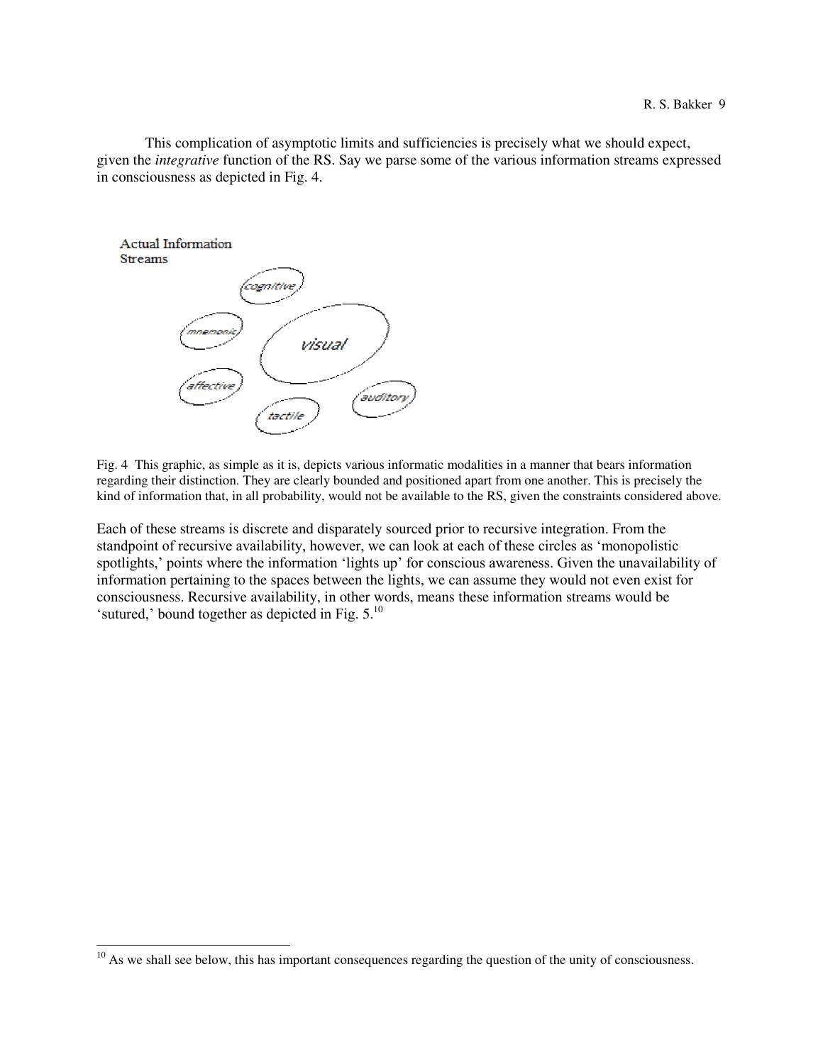This complication of asymptotic limits and sufficiencies is precisely what we should expect, given the *integrative* function of the RS. Say we parse some of the various information streams expressed in consciousness as depicted in Fig. 4.

Actual Information Streams

cognitive

mnemonic

visual

affective

auditory

tactile

Fig. 4 This graphic, as simple as it is, depicts various informatic modalities in a manner that bears information regarding their distinction. They are clearly bounded and positioned apart from one another. This is precisely the kind of information that, in all probability, would not be available to the RS, given the constraints considered above.

Each of these streams is discrete and disparately sourced prior to recursive integration. From the standpoint of recursive availability, however, we can look at each of these circles as 'monopolistic spotlights,' points where the information 'lights up' for conscious awareness. Given the unavailability of information pertaining to the spaces between the lights, we can assume they would not even exist for consciousness. Recursive availability, in other words, means these information streams would be 'sutured,' bound together as depicted in Fig. 5.[10]

[10] As we shall see below, this has important consequences regarding the question of the unity of consciousness.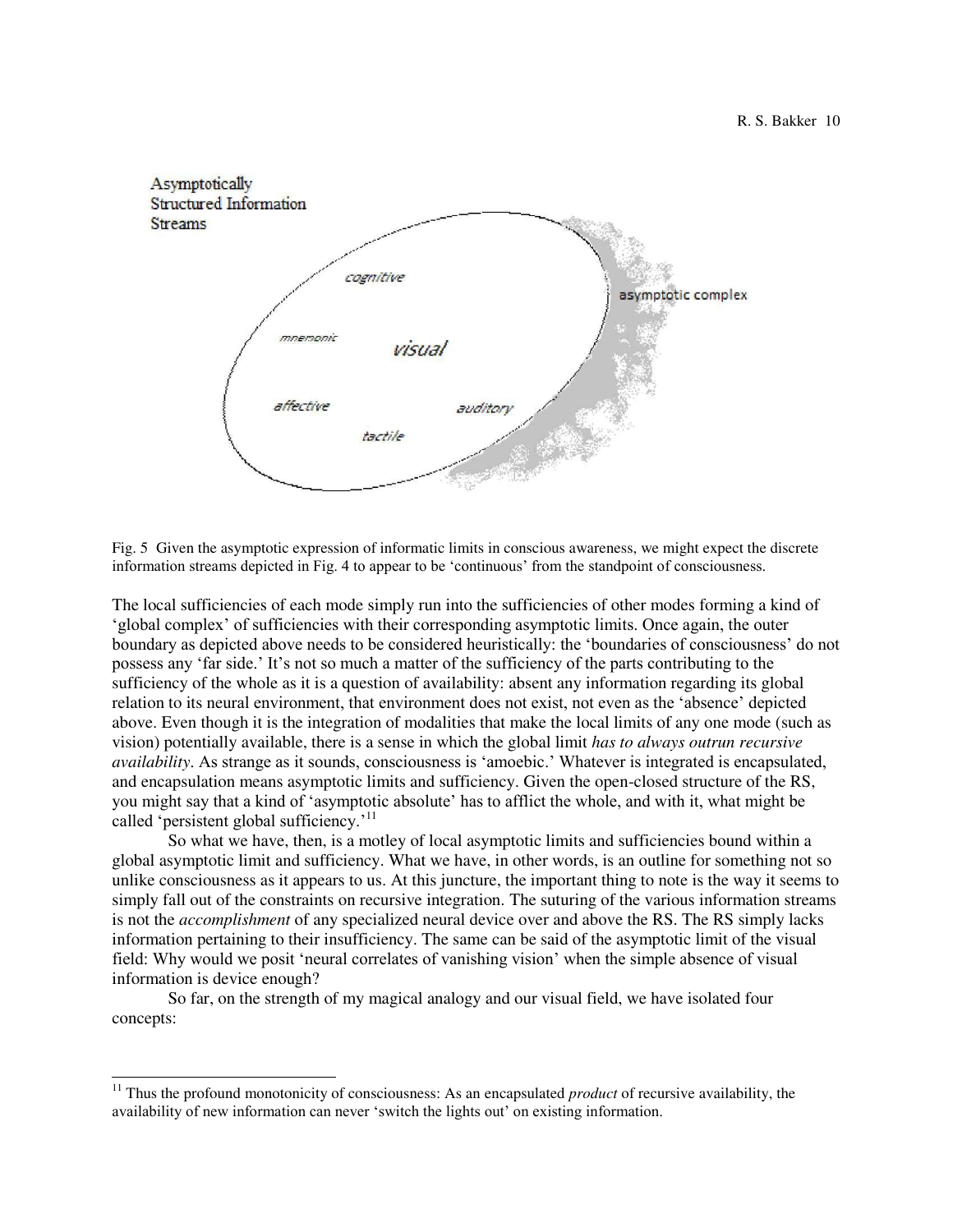Asymptotically Structured Information Streams

cognitive

mnemonic

visual

affective

auditory

tactile

asymptotic complex

Fig. 5 Given the asymptotic expression of informatic limits in conscious awareness, we might expect the discrete information streams depicted in Fig. 4 to appear to be 'continuous' from the standpoint of consciousness.

The local sufficiencies of each mode simply run into the sufficiencies of other modes forming a kind of 'global complex' of sufficiencies with their corresponding asymptotic limits. Once again, the outer boundary as depicted above needs to be considered heuristically: the 'boundaries of consciousness' do not possess any 'far side.' It's not so much a matter of the sufficiency of the parts contributing to the sufficiency of the whole as it is a question of availability: absent any information regarding its global relation to its neural environment, that environment does not exist, not even as the 'absence' depicted above. Even though it is the integration of modalities that make the local limits of any one mode (such as vision) potentially available, there is a sense in which the global limit *has to always outrun recursive availability*. As strange as it sounds, consciousness is 'amoebic.' Whatever is integrated is encapsulated, and encapsulation means asymptotic limits and sufficiency. Given the open-closed structure of the RS, you might say that a kind of 'asymptotic absolute' has to afflict the whole, and with it, what might be called 'persistent global sufficiency.'[11]

So what we have, then, is a motley of local asymptotic limits and sufficiencies bound within a global asymptotic limit and sufficiency. What we have, in other words, is an outline for something not so unlike consciousness as it appears to us. At this juncture, the important thing to note is the way it seems to simply fall out of the constraints on recursive integration. The suturing of the various information streams is not the *accomplishment* of any specialized neural device over and above the RS. The RS simply lacks information pertaining to their insufficiency. The same can be said of the asymptotic limit of the visual field: Why would we posit 'neural correlates of vanishing vision' when the simple absence of visual information is device enough?

So far, on the strength of my magical analogy and our visual field, we have isolated four concepts:

---

[11] Thus the profound monotonicity of consciousness: As an encapsulated *product* of recursive availability, the availability of new information can never 'switch the lights out' on existing information.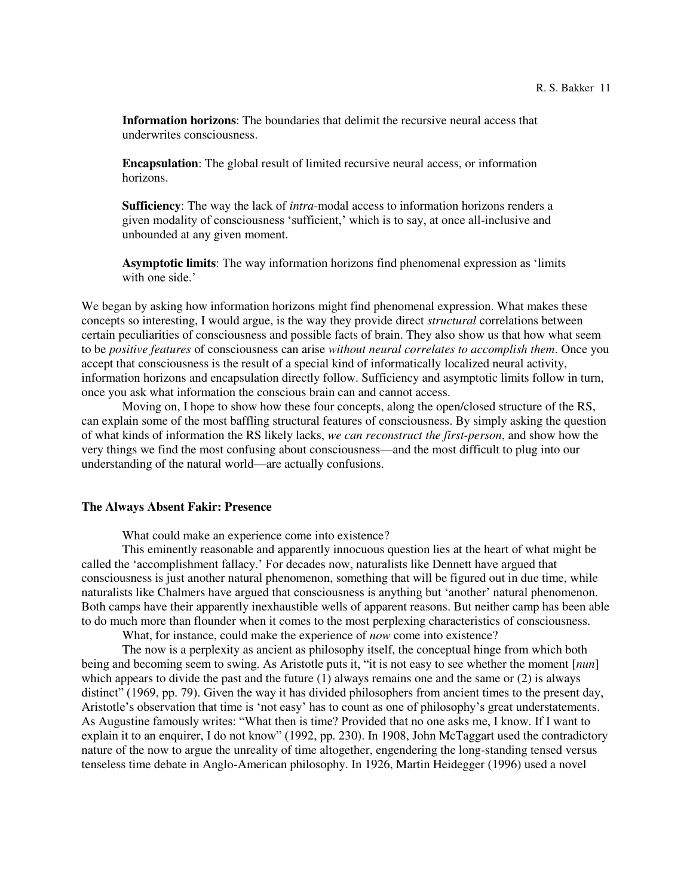**Information horizons**: The boundaries that delimit the recursive neural access that underwrites consciousness.

**Encapsulation**: The global result of limited recursive neural access, or information horizons.

**Sufficiency**: The way the lack of *intra*-modal access to information horizons renders a given modality of consciousness 'sufficient,' which is to say, at once all-inclusive and unbounded at any given moment.

**Asymptotic limits**: The way information horizons find phenomenal expression as 'limits with one side.'

We began by asking how information horizons might find phenomenal expression. What makes these concepts so interesting, I would argue, is the way they provide direct *structural* correlations between certain peculiarities of consciousness and possible facts of brain. They also show us that how what seem to be *positive features* of consciousness can arise *without neural correlates to accomplish them*. Once you accept that consciousness is the result of a special kind of informatically localized neural activity, information horizons and encapsulation directly follow. Sufficiency and asymptotic limits follow in turn, once you ask what information the conscious brain can and cannot access.

Moving on, I hope to show how these four concepts, along the open/closed structure of the RS, can explain some of the most baffling structural features of consciousness. By simply asking the question of what kinds of information the RS likely lacks, *we can reconstruct the first-person*, and show how the very things we find the most confusing about consciousness—and the most difficult to plug into our understanding of the natural world—are actually confusions.

### The Always Absent Fakir: Presence

What could make an experience come into existence?

This eminently reasonable and apparently innocuous question lies at the heart of what might be called the 'accomplishment fallacy.' For decades now, naturalists like Dennett have argued that consciousness is just another natural phenomenon, something that will be figured out in due time, while naturalists like Chalmers have argued that consciousness is anything but 'another' natural phenomenon. Both camps have their apparently inexhaustible wells of apparent reasons. But neither camp has been able to do much more than flounder when it comes to the most perplexing characteristics of consciousness.

What, for instance, could make the experience of *now* come into existence?

The now is a perplexity as ancient as philosophy itself, the conceptual hinge from which both being and becoming seem to swing. As Aristotle puts it, "it is not easy to see whether the moment [*nun*] which appears to divide the past and the future (1) always remains one and the same or (2) is always distinct" (1969, pp. 79). Given the way it has divided philosophers from ancient times to the present day, Aristotle's observation that time is 'not easy' has to count as one of philosophy's great understatements. As Augustine famously writes: "What then is time? Provided that no one asks me, I know. If I want to explain it to an enquirer, I do not know" (1992, pp. 230). In 1908, John McTaggart used the contradictory nature of the now to argue the unreality of time altogether, engendering the long-standing tensed versus tenseless time debate in Anglo-American philosophy. In 1926, Martin Heidegger (1996) used a novel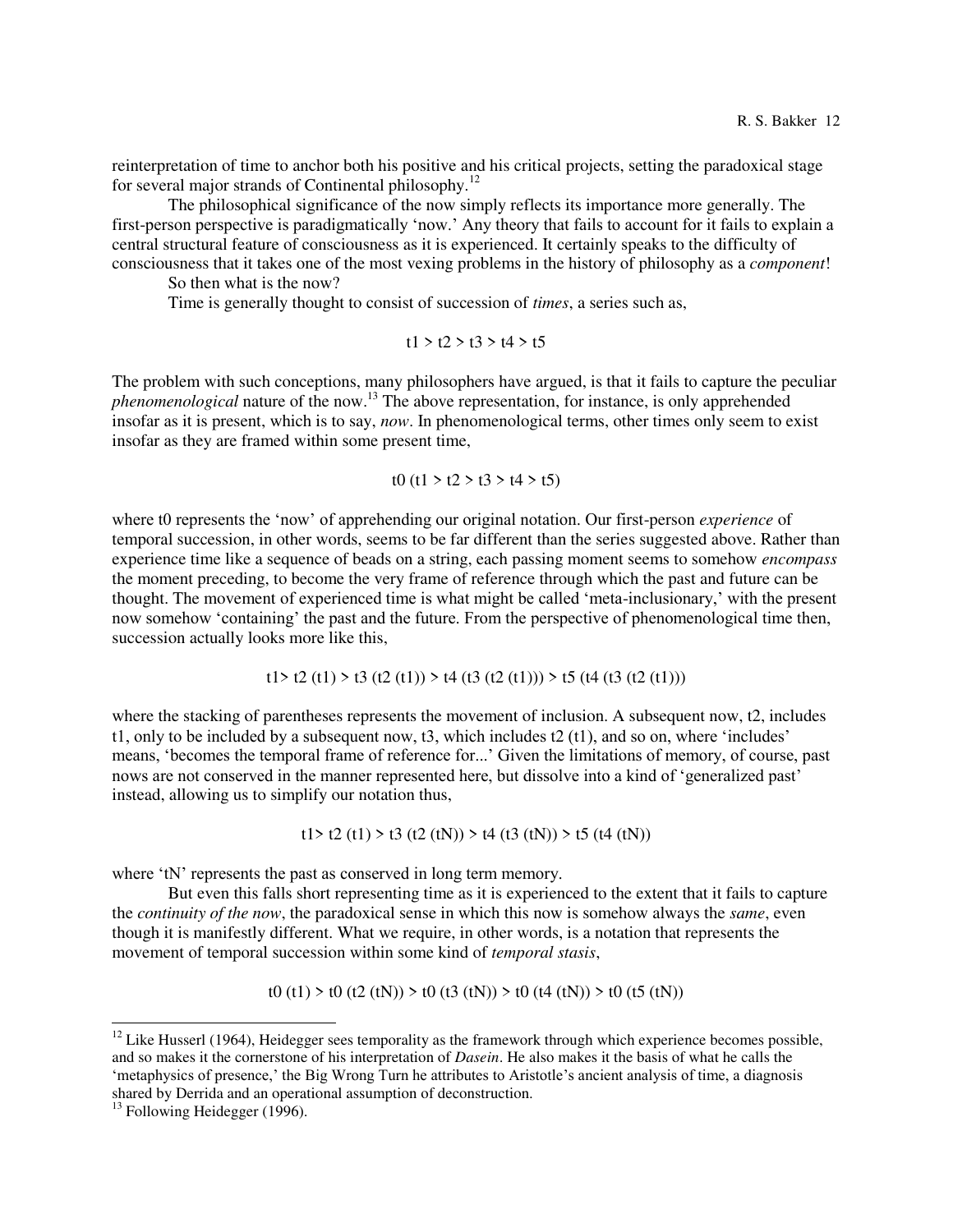reinterpretation of time to anchor both his positive and his critical projects, setting the paradoxical stage for several major strands of Continental philosophy.[12]

The philosophical significance of the now simply reflects its importance more generally. The first-person perspective is paradigmatically 'now.' Any theory that fails to account for it fails to explain a central structural feature of consciousness as it is experienced. It certainly speaks to the difficulty of consciousness that it takes one of the most vexing problems in the history of philosophy as a *component*!

So then what is the now?

Time is generally thought to consist of succession of *times*, a series such as,

$$t1 > t2 > t3 > t4 > t5$$

The problem with such conceptions, many philosophers have argued, is that it fails to capture the peculiar *phenomenological* nature of the now.[13] The above representation, for instance, is only apprehended insofar as it is present, which is to say, *now*. In phenomenological terms, other times only seem to exist insofar as they are framed within some present time,

$$t0\ (t1 > t2 > t3 > t4 > t5)$$

where t0 represents the 'now' of apprehending our original notation. Our first-person *experience* of temporal succession, in other words, seems to be far different than the series suggested above. Rather than experience time like a sequence of beads on a string, each passing moment seems to somehow *encompass* the moment preceding, to become the very frame of reference through which the past and future can be thought. The movement of experienced time is what might be called 'meta-inclusionary,' with the present now somehow 'containing' the past and the future. From the perspective of phenomenological time then, succession actually looks more like this,

$$t1 > t2\ (t1) > t3\ (t2\ (t1)) > t4\ (t3\ (t2\ (t1))) > t5\ (t4\ (t3\ (t2\ (t1)))$$

where the stacking of parentheses represents the movement of inclusion. A subsequent now, t2, includes t1, only to be included by a subsequent now, t3, which includes t2 (t1), and so on, where 'includes' means, 'becomes the temporal frame of reference for...' Given the limitations of memory, of course, past nows are not conserved in the manner represented here, but dissolve into a kind of 'generalized past' instead, allowing us to simplify our notation thus,

$$t1 > t2\ (t1) > t3\ (t2\ (tN)) > t4\ (t3\ (tN)) > t5\ (t4\ (tN))$$

where 'tN' represents the past as conserved in long term memory.

But even this falls short representing time as it is experienced to the extent that it fails to capture the *continuity of the now*, the paradoxical sense in which this now is somehow always the *same*, even though it is manifestly different. What we require, in other words, is a notation that represents the movement of temporal succession within some kind of *temporal stasis*,

$$t0\ (t1) > t0\ (t2\ (tN)) > t0\ (t3\ (tN)) > t0\ (t4\ (tN)) > t0\ (t5\ (tN))$$

---

[12] Like Husserl (1964), Heidegger sees temporality as the framework through which experience becomes possible, and so makes it the cornerstone of his interpretation of *Dasein*. He also makes it the basis of what he calls the 'metaphysics of presence,' the Big Wrong Turn he attributes to Aristotle's ancient analysis of time, a diagnosis shared by Derrida and an operational assumption of deconstruction.

[13] Following Heidegger (1996).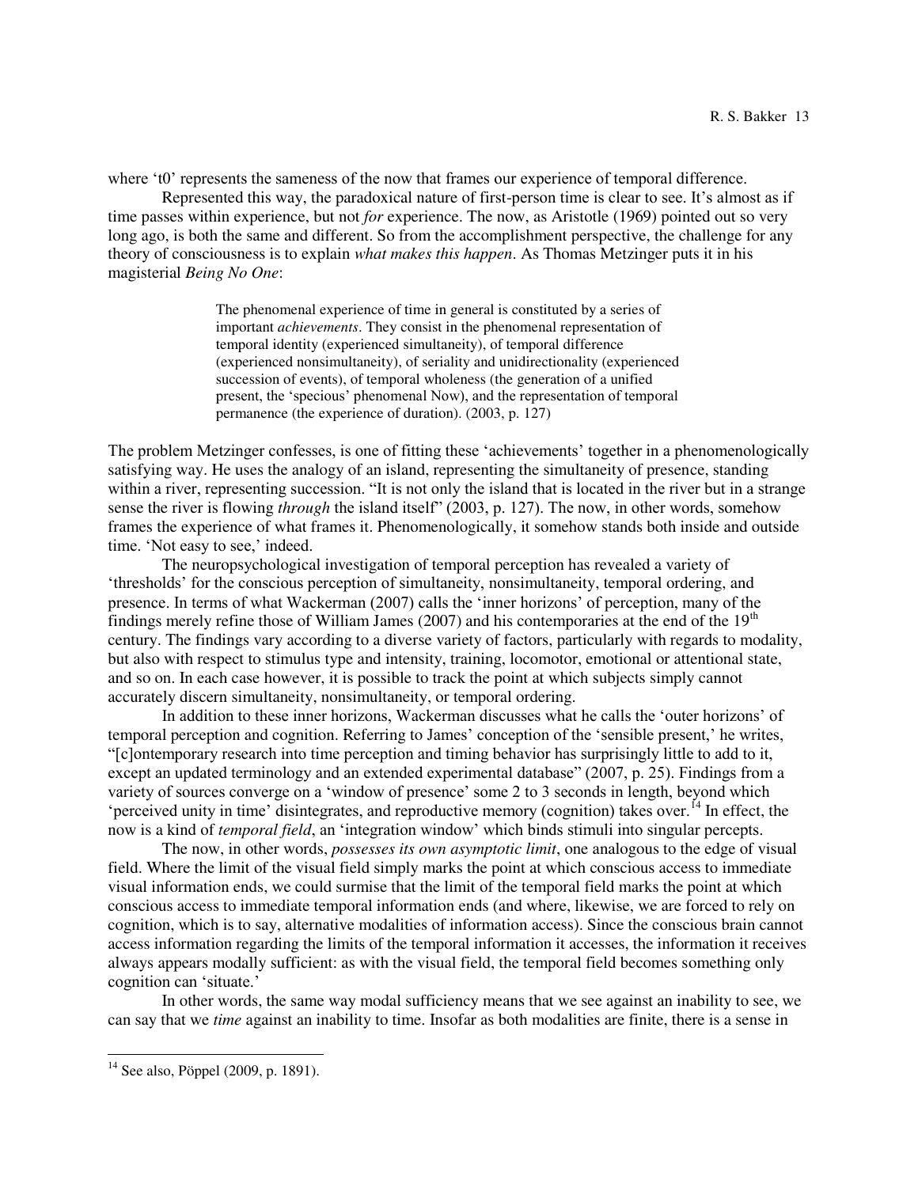where 't0' represents the sameness of the now that frames our experience of temporal difference.

Represented this way, the paradoxical nature of first-person time is clear to see. It's almost as if time passes within experience, but not *for* experience. The now, as Aristotle (1969) pointed out so very long ago, is both the same and different. So from the accomplishment perspective, the challenge for any theory of consciousness is to explain *what makes this happen*. As Thomas Metzinger puts it in his magisterial *Being No One*:

> The phenomenal experience of time in general is constituted by a series of important *achievements*. They consist in the phenomenal representation of temporal identity (experienced simultaneity), of temporal difference (experienced nonsimultaneity), of seriality and unidirectionality (experienced succession of events), of temporal wholeness (the generation of a unified present, the 'specious' phenomenal Now), and the representation of temporal permanence (the experience of duration). (2003, p. 127)

The problem Metzinger confesses, is one of fitting these 'achievements' together in a phenomenologically satisfying way. He uses the analogy of an island, representing the simultaneity of presence, standing within a river, representing succession. "It is not only the island that is located in the river but in a strange sense the river is flowing *through* the island itself" (2003, p. 127). The now, in other words, somehow frames the experience of what frames it. Phenomenologically, it somehow stands both inside and outside time. 'Not easy to see,' indeed.

The neuropsychological investigation of temporal perception has revealed a variety of 'thresholds' for the conscious perception of simultaneity, nonsimultaneity, temporal ordering, and presence. In terms of what Wackerman (2007) calls the 'inner horizons' of perception, many of the findings merely refine those of William James (2007) and his contemporaries at the end of the 19th century. The findings vary according to a diverse variety of factors, particularly with regards to modality, but also with respect to stimulus type and intensity, training, locomotor, emotional or attentional state, and so on. In each case however, it is possible to track the point at which subjects simply cannot accurately discern simultaneity, nonsimultaneity, or temporal ordering.

In addition to these inner horizons, Wackerman discusses what he calls the 'outer horizons' of temporal perception and cognition. Referring to James' conception of the 'sensible present,' he writes, "[c]ontemporary research into time perception and timing behavior has surprisingly little to add to it, except an updated terminology and an extended experimental database" (2007, p. 25). Findings from a variety of sources converge on a 'window of presence' some 2 to 3 seconds in length, beyond which 'perceived unity in time' disintegrates, and reproductive memory (cognition) takes over.[14] In effect, the now is a kind of *temporal field*, an 'integration window' which binds stimuli into singular percepts.

The now, in other words, *possesses its own asymptotic limit*, one analogous to the edge of visual field. Where the limit of the visual field simply marks the point at which conscious access to immediate visual information ends, we could surmise that the limit of the temporal field marks the point at which conscious access to immediate temporal information ends (and where, likewise, we are forced to rely on cognition, which is to say, alternative modalities of information access). Since the conscious brain cannot access information regarding the limits of the temporal information it accesses, the information it receives always appears modally sufficient: as with the visual field, the temporal field becomes something only cognition can 'situate.'

In other words, the same way modal sufficiency means that we see against an inability to see, we can say that we *time* against an inability to time. Insofar as both modalities are finite, there is a sense in

[14] See also, Pöppel (2009, p. 1891).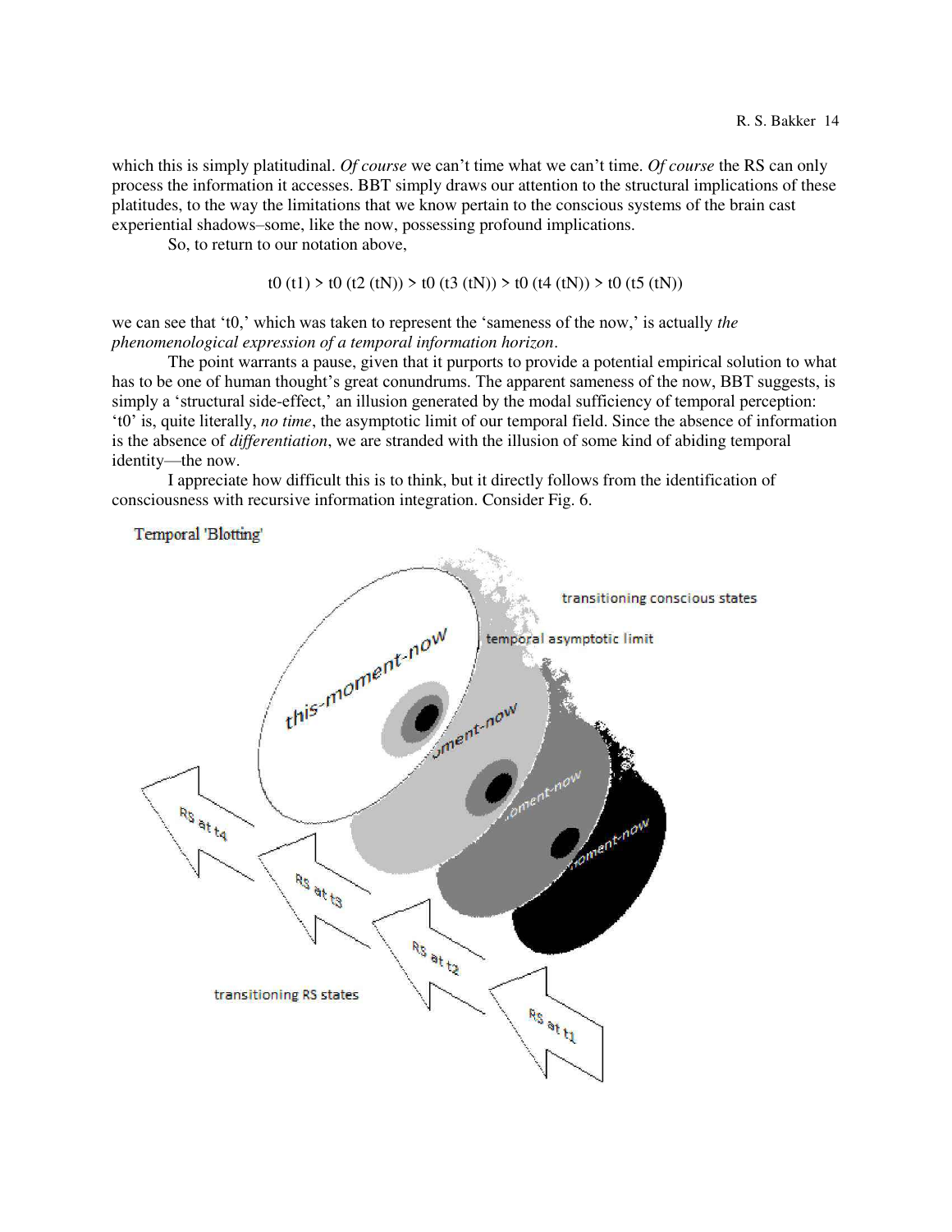which this is simply platitudinal. *Of course* we can't time what we can't time. *Of course* the RS can only process the information it accesses. BBT simply draws our attention to the structural implications of these platitudes, to the way the limitations that we know pertain to the conscious systems of the brain cast experiential shadows–some, like the now, possessing profound implications.

So, to return to our notation above,

$$t0\ (t1) > t0\ (t2\ (tN)) > t0\ (t3\ (tN)) > t0\ (t4\ (tN)) > t0\ (t5\ (tN))$$

we can see that 't0,' which was taken to represent the 'sameness of the now,' is actually *the phenomenological expression of a temporal information horizon*.

The point warrants a pause, given that it purports to provide a potential empirical solution to what has to be one of human thought's great conundrums. The apparent sameness of the now, BBT suggests, is simply a 'structural side-effect,' an illusion generated by the modal sufficiency of temporal perception: 't0' is, quite literally, *no time*, the asymptotic limit of our temporal field. Since the absence of information is the absence of *differentiation*, we are stranded with the illusion of some kind of abiding temporal identity—the now.

I appreciate how difficult this is to think, but it directly follows from the identification of consciousness with recursive information integration. Consider Fig. 6.

Temporal 'Blotting'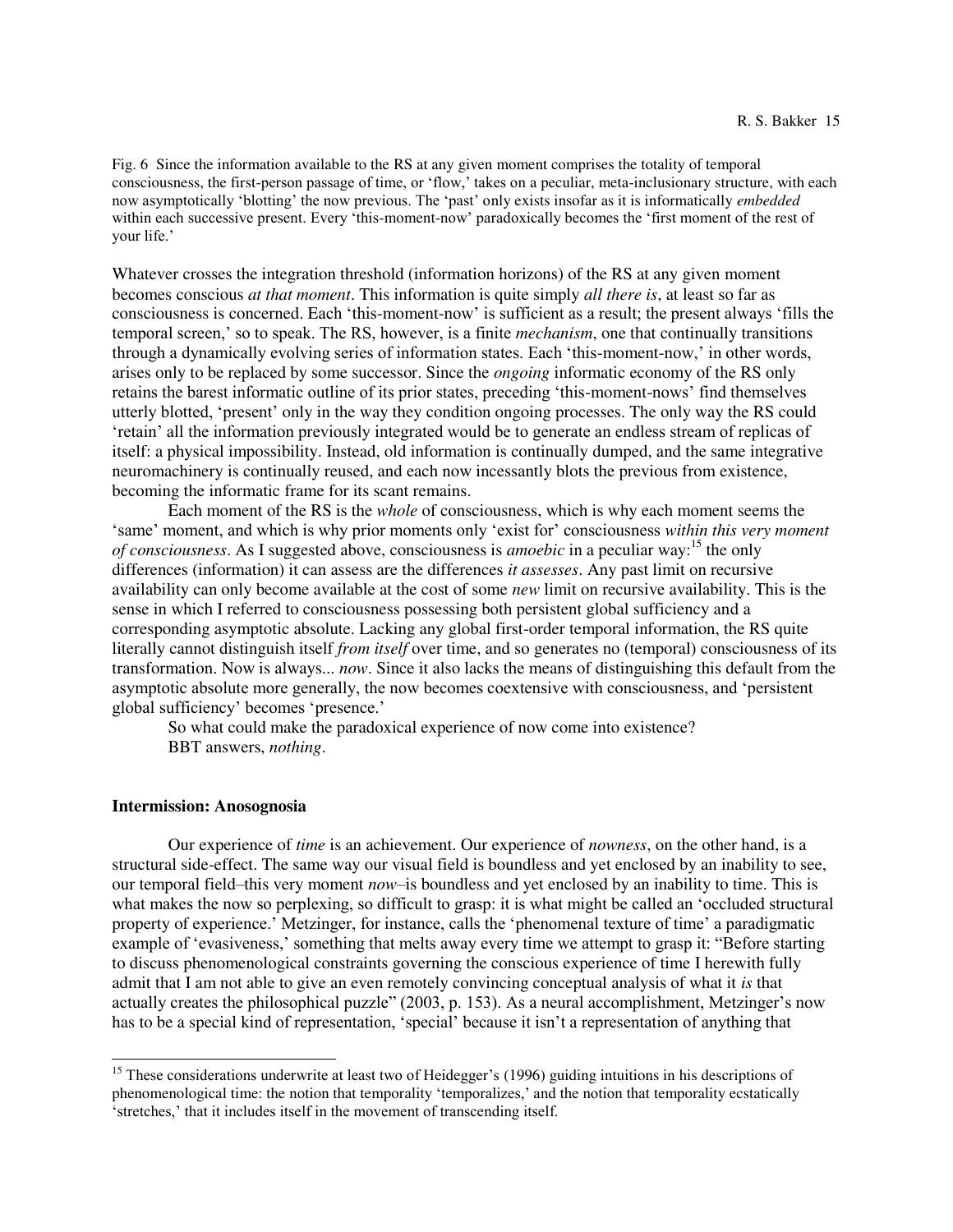Fig. 6 Since the information available to the RS at any given moment comprises the totality of temporal consciousness, the first-person passage of time, or 'flow,' takes on a peculiar, meta-inclusionary structure, with each now asymptotically 'blotting' the now previous. The 'past' only exists insofar as it is informatically *embedded* within each successive present. Every 'this-moment-now' paradoxically becomes the 'first moment of the rest of your life.'

Whatever crosses the integration threshold (information horizons) of the RS at any given moment becomes conscious *at that moment*. This information is quite simply *all there is*, at least so far as consciousness is concerned. Each 'this-moment-now' is sufficient as a result; the present always 'fills the temporal screen,' so to speak. The RS, however, is a finite *mechanism*, one that continually transitions through a dynamically evolving series of information states. Each 'this-moment-now,' in other words, arises only to be replaced by some successor. Since the *ongoing* informatic economy of the RS only retains the barest informatic outline of its prior states, preceding 'this-moment-nows' find themselves utterly blotted, 'present' only in the way they condition ongoing processes. The only way the RS could 'retain' all the information previously integrated would be to generate an endless stream of replicas of itself: a physical impossibility. Instead, old information is continually dumped, and the same integrative neuromachinery is continually reused, and each now incessantly blots the previous from existence, becoming the informatic frame for its scant remains.

Each moment of the RS is the *whole* of consciousness, which is why each moment seems the 'same' moment, and which is why prior moments only 'exist for' consciousness *within this very moment of consciousness*. As I suggested above, consciousness is *amoebic* in a peculiar way:[15] the only differences (information) it can assess are the differences *it assesses*. Any past limit on recursive availability can only become available at the cost of some *new* limit on recursive availability. This is the sense in which I referred to consciousness possessing both persistent global sufficiency and a corresponding asymptotic absolute. Lacking any global first-order temporal information, the RS quite literally cannot distinguish itself *from itself* over time, and so generates no (temporal) consciousness of its transformation. Now is always... *now*. Since it also lacks the means of distinguishing this default from the asymptotic absolute more generally, the now becomes coextensive with consciousness, and 'persistent global sufficiency' becomes 'presence.'

So what could make the paradoxical experience of now come into existence?

BBT answers, *nothing*.

### Intermission: Anosognosia

Our experience of *time* is an achievement. Our experience of *nowness*, on the other hand, is a structural side-effect. The same way our visual field is boundless and yet enclosed by an inability to see, our temporal field–this very moment *now*–is boundless and yet enclosed by an inability to time. This is what makes the now so perplexing, so difficult to grasp: it is what might be called an 'occluded structural property of experience.' Metzinger, for instance, calls the 'phenomenal texture of time' a paradigmatic example of 'evasiveness,' something that melts away every time we attempt to grasp it: "Before starting to discuss phenomenological constraints governing the conscious experience of time I herewith fully admit that I am not able to give an even remotely convincing conceptual analysis of what it *is* that actually creates the philosophical puzzle" (2003, p. 153). As a neural accomplishment, Metzinger's now has to be a special kind of representation, 'special' because it isn't a representation of anything that

---

[15] These considerations underwrite at least two of Heidegger's (1996) guiding intuitions in his descriptions of phenomenological time: the notion that temporality 'temporalizes,' and the notion that temporality ecstatically 'stretches,' that it includes itself in the movement of transcending itself.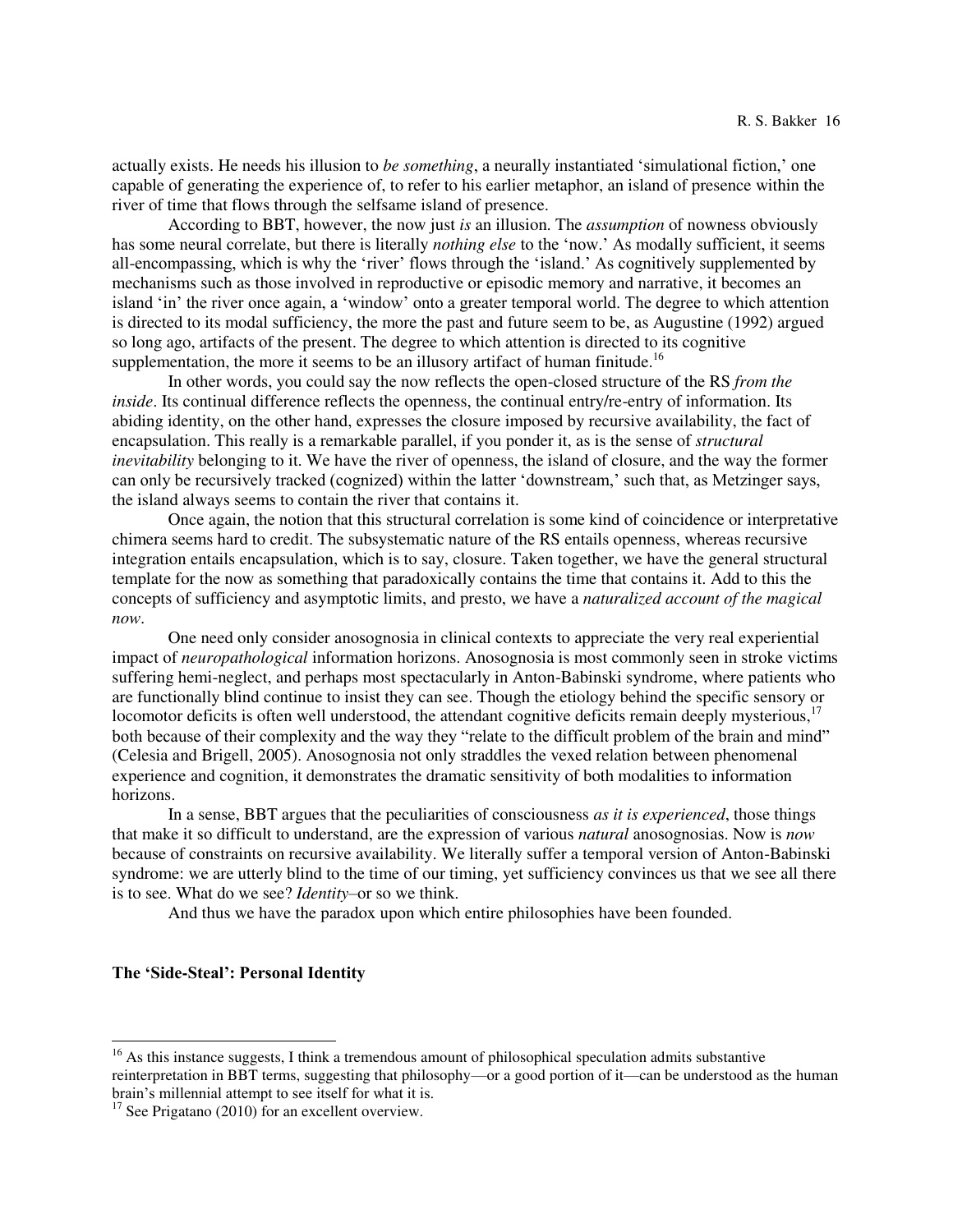actually exists. He needs his illusion to *be something*, a neurally instantiated 'simulational fiction,' one capable of generating the experience of, to refer to his earlier metaphor, an island of presence within the river of time that flows through the selfsame island of presence.

According to BBT, however, the now just *is* an illusion. The *assumption* of nowness obviously has some neural correlate, but there is literally *nothing else* to the 'now.' As modally sufficient, it seems all-encompassing, which is why the 'river' flows through the 'island.' As cognitively supplemented by mechanisms such as those involved in reproductive or episodic memory and narrative, it becomes an island 'in' the river once again, a 'window' onto a greater temporal world. The degree to which attention is directed to its modal sufficiency, the more the past and future seem to be, as Augustine (1992) argued so long ago, artifacts of the present. The degree to which attention is directed to its cognitive supplementation, the more it seems to be an illusory artifact of human finitude.[16]

In other words, you could say the now reflects the open-closed structure of the RS *from the inside*. Its continual difference reflects the openness, the continual entry/re-entry of information. Its abiding identity, on the other hand, expresses the closure imposed by recursive availability, the fact of encapsulation. This really is a remarkable parallel, if you ponder it, as is the sense of *structural inevitability* belonging to it. We have the river of openness, the island of closure, and the way the former can only be recursively tracked (cognized) within the latter 'downstream,' such that, as Metzinger says, the island always seems to contain the river that contains it.

Once again, the notion that this structural correlation is some kind of coincidence or interpretative chimera seems hard to credit. The subsystematic nature of the RS entails openness, whereas recursive integration entails encapsulation, which is to say, closure. Taken together, we have the general structural template for the now as something that paradoxically contains the time that contains it. Add to this the concepts of sufficiency and asymptotic limits, and presto, we have a *naturalized account of the magical now*.

One need only consider anosognosia in clinical contexts to appreciate the very real experiential impact of *neuropathological* information horizons. Anosognosia is most commonly seen in stroke victims suffering hemi-neglect, and perhaps most spectacularly in Anton-Babinski syndrome, where patients who are functionally blind continue to insist they can see. Though the etiology behind the specific sensory or locomotor deficits is often well understood, the attendant cognitive deficits remain deeply mysterious,[17] both because of their complexity and the way they "relate to the difficult problem of the brain and mind" (Celesia and Brigell, 2005). Anosognosia not only straddles the vexed relation between phenomenal experience and cognition, it demonstrates the dramatic sensitivity of both modalities to information horizons.

In a sense, BBT argues that the peculiarities of consciousness *as it is experienced*, those things that make it so difficult to understand, are the expression of various *natural* anosognosias. Now is *now* because of constraints on recursive availability. We literally suffer a temporal version of Anton-Babinski syndrome: we are utterly blind to the time of our timing, yet sufficiency convinces us that we see all there is to see. What do we see? *Identity*–or so we think.

And thus we have the paradox upon which entire philosophies have been founded.

### The 'Side-Steal': Personal Identity

---

[16] As this instance suggests, I think a tremendous amount of philosophical speculation admits substantive reinterpretation in BBT terms, suggesting that philosophy—or a good portion of it—can be understood as the human brain's millennial attempt to see itself for what it is.

[17] See Prigatano (2010) for an excellent overview.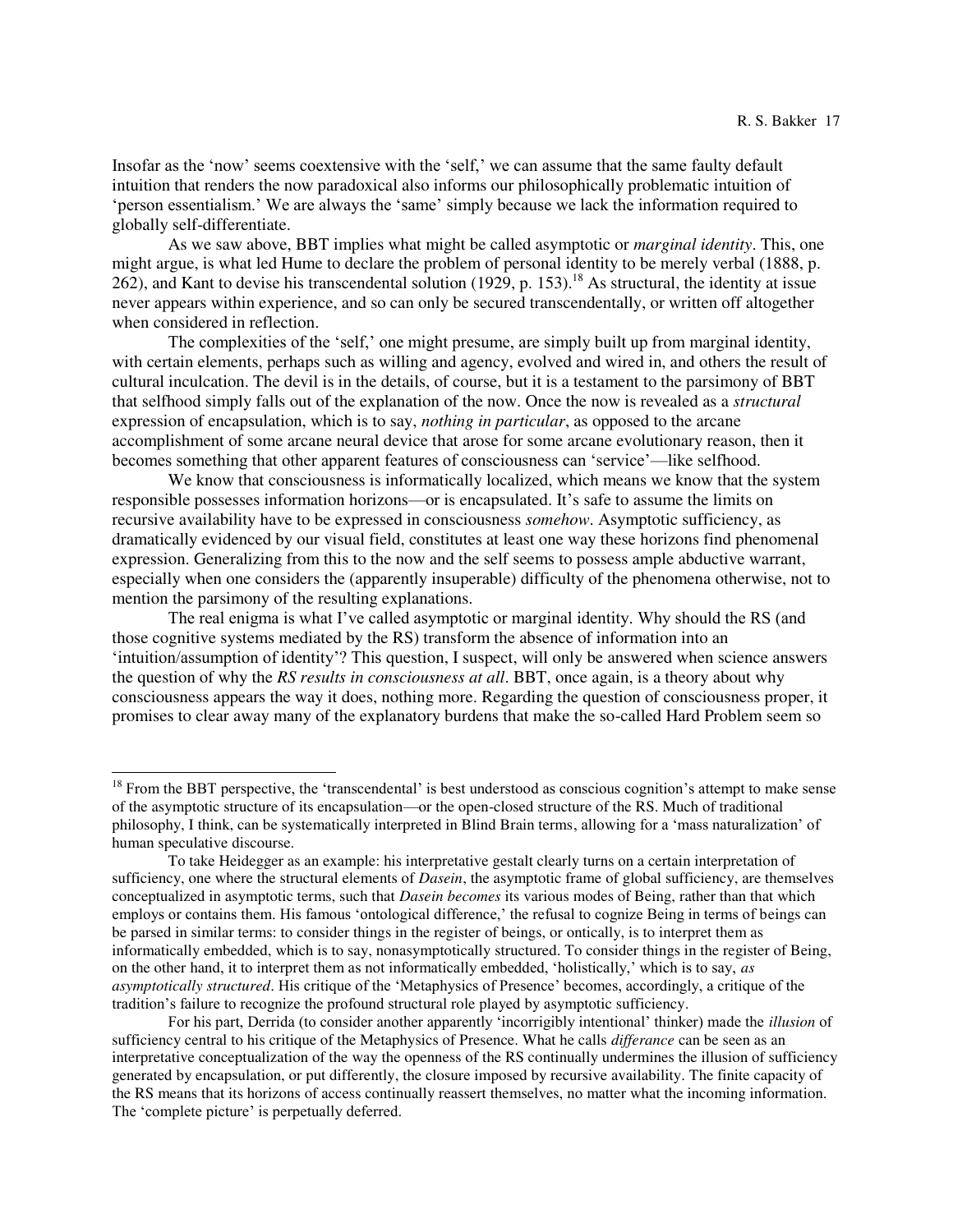Insofar as the 'now' seems coextensive with the 'self,' we can assume that the same faulty default intuition that renders the now paradoxical also informs our philosophically problematic intuition of 'person essentialism.' We are always the 'same' simply because we lack the information required to globally self-differentiate.

As we saw above, BBT implies what might be called asymptotic or *marginal identity*. This, one might argue, is what led Hume to declare the problem of personal identity to be merely verbal (1888, p. 262), and Kant to devise his transcendental solution (1929, p. 153).[18] As structural, the identity at issue never appears within experience, and so can only be secured transcendentally, or written off altogether when considered in reflection.

The complexities of the 'self,' one might presume, are simply built up from marginal identity, with certain elements, perhaps such as willing and agency, evolved and wired in, and others the result of cultural inculcation. The devil is in the details, of course, but it is a testament to the parsimony of BBT that selfhood simply falls out of the explanation of the now. Once the now is revealed as a *structural* expression of encapsulation, which is to say, *nothing in particular*, as opposed to the arcane accomplishment of some arcane neural device that arose for some arcane evolutionary reason, then it becomes something that other apparent features of consciousness can 'service'—like selfhood.

We know that consciousness is informatically localized, which means we know that the system responsible possesses information horizons—or is encapsulated. It's safe to assume the limits on recursive availability have to be expressed in consciousness *somehow*. Asymptotic sufficiency, as dramatically evidenced by our visual field, constitutes at least one way these horizons find phenomenal expression. Generalizing from this to the now and the self seems to possess ample abductive warrant, especially when one considers the (apparently insuperable) difficulty of the phenomena otherwise, not to mention the parsimony of the resulting explanations.

The real enigma is what I've called asymptotic or marginal identity. Why should the RS (and those cognitive systems mediated by the RS) transform the absence of information into an 'intuition/assumption of identity'? This question, I suspect, will only be answered when science answers the question of why the *RS results in consciousness at all*. BBT, once again, is a theory about why consciousness appears the way it does, nothing more. Regarding the question of consciousness proper, it promises to clear away many of the explanatory burdens that make the so-called Hard Problem seem so

---

[18] From the BBT perspective, the 'transcendental' is best understood as conscious cognition's attempt to make sense of the asymptotic structure of its encapsulation—or the open-closed structure of the RS. Much of traditional philosophy, I think, can be systematically interpreted in Blind Brain terms, allowing for a 'mass naturalization' of human speculative discourse.

To take Heidegger as an example: his interpretative gestalt clearly turns on a certain interpretation of sufficiency, one where the structural elements of *Dasein*, the asymptotic frame of global sufficiency, are themselves conceptualized in asymptotic terms, such that *Dasein becomes* its various modes of Being, rather than that which employs or contains them. His famous 'ontological difference,' the refusal to cognize Being in terms of beings can be parsed in similar terms: to consider things in the register of beings, or ontically, is to interpret them as informatically embedded, which is to say, nonasymptotically structured. To consider things in the register of Being, on the other hand, it to interpret them as not informatically embedded, 'holistically,' which is to say, *as asymptotically structured*. His critique of the 'Metaphysics of Presence' becomes, accordingly, a critique of the tradition's failure to recognize the profound structural role played by asymptotic sufficiency.

For his part, Derrida (to consider another apparently 'incorrigibly intentional' thinker) made the *illusion* of sufficiency central to his critique of the Metaphysics of Presence. What he calls *differance* can be seen as an interpretative conceptualization of the way the openness of the RS continually undermines the illusion of sufficiency generated by encapsulation, or put differently, the closure imposed by recursive availability. The finite capacity of the RS means that its horizons of access continually reassert themselves, no matter what the incoming information. The 'complete picture' is perpetually deferred.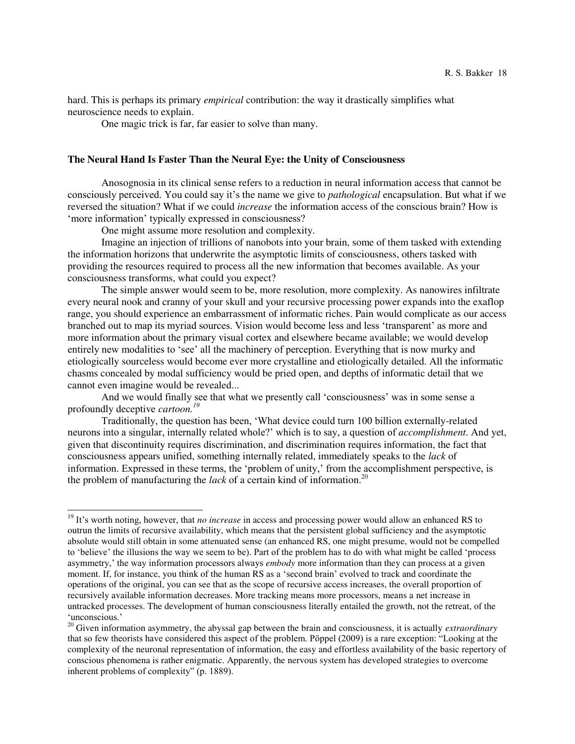hard. This is perhaps its primary *empirical* contribution: the way it drastically simplifies what neuroscience needs to explain.

One magic trick is far, far easier to solve than many.

### The Neural Hand Is Faster Than the Neural Eye: the Unity of Consciousness

Anosognosia in its clinical sense refers to a reduction in neural information access that cannot be consciously perceived. You could say it's the name we give to *pathological* encapsulation. But what if we reversed the situation? What if we could *increase* the information access of the conscious brain? How is 'more information' typically expressed in consciousness?

One might assume more resolution and complexity.

Imagine an injection of trillions of nanobots into your brain, some of them tasked with extending the information horizons that underwrite the asymptotic limits of consciousness, others tasked with providing the resources required to process all the new information that becomes available. As your consciousness transforms, what could you expect?

The simple answer would seem to be, more resolution, more complexity. As nanowires infiltrate every neural nook and cranny of your skull and your recursive processing power expands into the exaflop range, you should experience an embarrassment of informatic riches. Pain would complicate as our access branched out to map its myriad sources. Vision would become less and less 'transparent' as more and more information about the primary visual cortex and elsewhere became available; we would develop entirely new modalities to 'see' all the machinery of perception. Everything that is now murky and etiologically sourceless would become ever more crystalline and etiologically detailed. All the informatic chasms concealed by modal sufficiency would be pried open, and depths of informatic detail that we cannot even imagine would be revealed...

And we would finally see that what we presently call 'consciousness' was in some sense a profoundly deceptive *cartoon.*[19]

Traditionally, the question has been, 'What device could turn 100 billion externally-related neurons into a singular, internally related whole?' which is to say, a question of *accomplishment*. And yet, given that discontinuity requires discrimination, and discrimination requires information, the fact that consciousness appears unified, something internally related, immediately speaks to the *lack* of information. Expressed in these terms, the 'problem of unity,' from the accomplishment perspective, is the problem of manufacturing the *lack* of a certain kind of information.[20]

---

[19] It's worth noting, however, that *no increase* in access and processing power would allow an enhanced RS to outrun the limits of recursive availability, which means that the persistent global sufficiency and the asymptotic absolute would still obtain in some attenuated sense (an enhanced RS, one might presume, would not be compelled to 'believe' the illusions the way we seem to be). Part of the problem has to do with what might be called 'process asymmetry,' the way information processors always *embody* more information than they can process at a given moment. If, for instance, you think of the human RS as a 'second brain' evolved to track and coordinate the operations of the original, you can see that as the scope of recursive access increases, the overall proportion of recursively available information decreases. More tracking means more processors, means a net increase in untracked processes. The development of human consciousness literally entailed the growth, not the retreat, of the 'unconscious.'

[20] Given information asymmetry, the abyssal gap between the brain and consciousness, it is actually *extraordinary* that so few theorists have considered this aspect of the problem. Pöppel (2009) is a rare exception: "Looking at the complexity of the neuronal representation of information, the easy and effortless availability of the basic repertory of conscious phenomena is rather enigmatic. Apparently, the nervous system has developed strategies to overcome inherent problems of complexity" (p. 1889).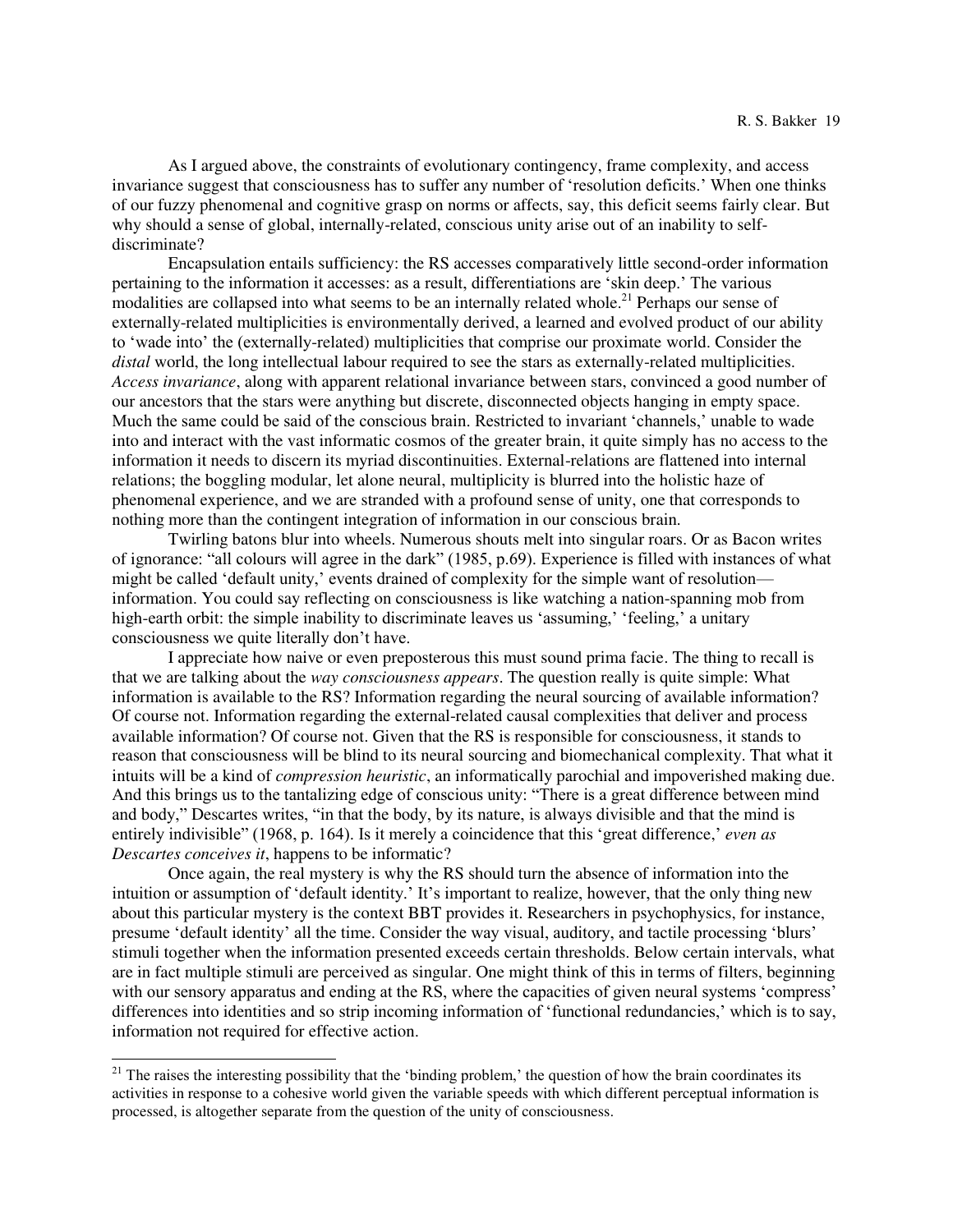As I argued above, the constraints of evolutionary contingency, frame complexity, and access invariance suggest that consciousness has to suffer any number of 'resolution deficits.' When one thinks of our fuzzy phenomenal and cognitive grasp on norms or affects, say, this deficit seems fairly clear. But why should a sense of global, internally-related, conscious unity arise out of an inability to self-discriminate?

Encapsulation entails sufficiency: the RS accesses comparatively little second-order information pertaining to the information it accesses: as a result, differentiations are 'skin deep.' The various modalities are collapsed into what seems to be an internally related whole.[21] Perhaps our sense of externally-related multiplicities is environmentally derived, a learned and evolved product of our ability to 'wade into' the (externally-related) multiplicities that comprise our proximate world. Consider the *distal* world, the long intellectual labour required to see the stars as externally-related multiplicities. *Access invariance*, along with apparent relational invariance between stars, convinced a good number of our ancestors that the stars were anything but discrete, disconnected objects hanging in empty space. Much the same could be said of the conscious brain. Restricted to invariant 'channels,' unable to wade into and interact with the vast informatic cosmos of the greater brain, it quite simply has no access to the information it needs to discern its myriad discontinuities. External-relations are flattened into internal relations; the boggling modular, let alone neural, multiplicity is blurred into the holistic haze of phenomenal experience, and we are stranded with a profound sense of unity, one that corresponds to nothing more than the contingent integration of information in our conscious brain.

Twirling batons blur into wheels. Numerous shouts melt into singular roars. Or as Bacon writes of ignorance: "all colours will agree in the dark" (1985, p.69). Experience is filled with instances of what might be called 'default unity,' events drained of complexity for the simple want of resolution—information. You could say reflecting on consciousness is like watching a nation-spanning mob from high-earth orbit: the simple inability to discriminate leaves us 'assuming,' 'feeling,' a unitary consciousness we quite literally don't have.

I appreciate how naive or even preposterous this must sound prima facie. The thing to recall is that we are talking about the *way consciousness appears*. The question really is quite simple: What information is available to the RS? Information regarding the neural sourcing of available information? Of course not. Information regarding the external-related causal complexities that deliver and process available information? Of course not. Given that the RS is responsible for consciousness, it stands to reason that consciousness will be blind to its neural sourcing and biomechanical complexity. That what it intuits will be a kind of *compression heuristic*, an informatically parochial and impoverished making due. And this brings us to the tantalizing edge of conscious unity: "There is a great difference between mind and body," Descartes writes, "in that the body, by its nature, is always divisible and that the mind is entirely indivisible" (1968, p. 164). Is it merely a coincidence that this 'great difference,' *even as Descartes conceives it*, happens to be informatic?

Once again, the real mystery is why the RS should turn the absence of information into the intuition or assumption of 'default identity.' It's important to realize, however, that the only thing new about this particular mystery is the context BBT provides it. Researchers in psychophysics, for instance, presume 'default identity' all the time. Consider the way visual, auditory, and tactile processing 'blurs' stimuli together when the information presented exceeds certain thresholds. Below certain intervals, what are in fact multiple stimuli are perceived as singular. One might think of this in terms of filters, beginning with our sensory apparatus and ending at the RS, where the capacities of given neural systems 'compress' differences into identities and so strip incoming information of 'functional redundancies,' which is to say, information not required for effective action.

---

[21] The raises the interesting possibility that the 'binding problem,' the question of how the brain coordinates its activities in response to a cohesive world given the variable speeds with which different perceptual information is processed, is altogether separate from the question of the unity of consciousness.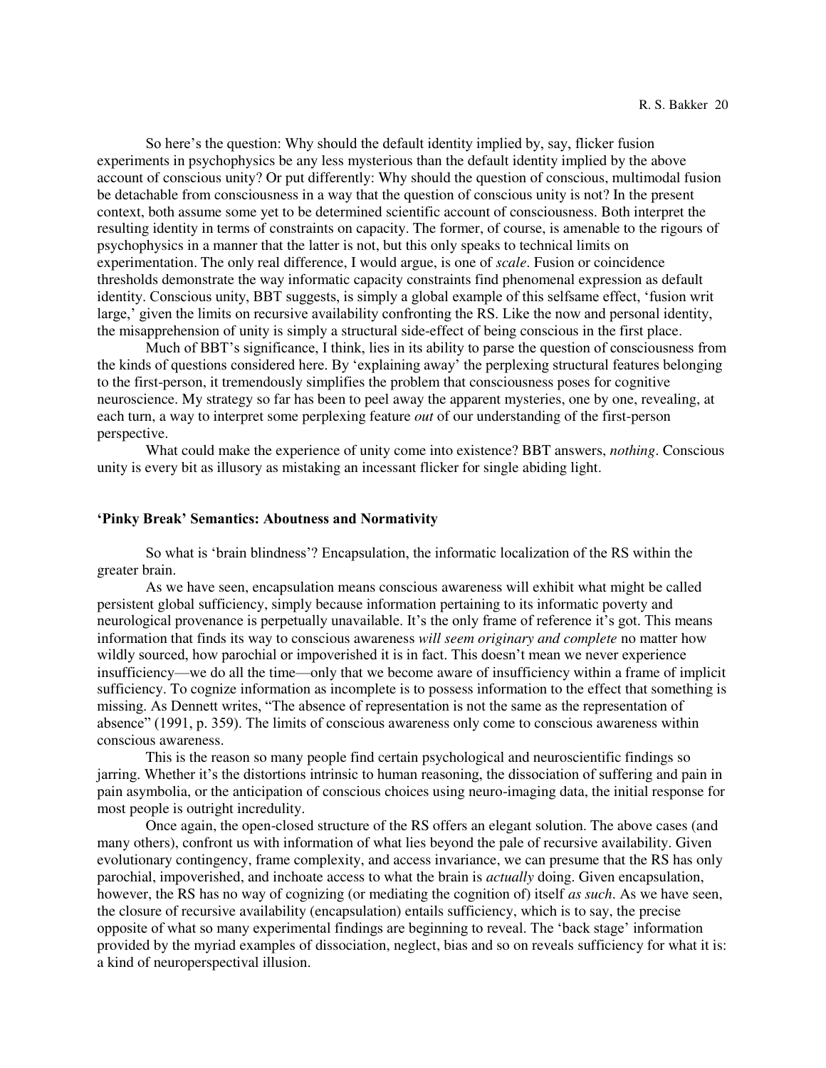So here's the question: Why should the default identity implied by, say, flicker fusion experiments in psychophysics be any less mysterious than the default identity implied by the above account of conscious unity? Or put differently: Why should the question of conscious, multimodal fusion be detachable from consciousness in a way that the question of conscious unity is not? In the present context, both assume some yet to be determined scientific account of consciousness. Both interpret the resulting identity in terms of constraints on capacity. The former, of course, is amenable to the rigours of psychophysics in a manner that the latter is not, but this only speaks to technical limits on experimentation. The only real difference, I would argue, is one of *scale*. Fusion or coincidence thresholds demonstrate the way informatic capacity constraints find phenomenal expression as default identity. Conscious unity, BBT suggests, is simply a global example of this selfsame effect, 'fusion writ large,' given the limits on recursive availability confronting the RS. Like the now and personal identity, the misapprehension of unity is simply a structural side-effect of being conscious in the first place.

Much of BBT's significance, I think, lies in its ability to parse the question of consciousness from the kinds of questions considered here. By 'explaining away' the perplexing structural features belonging to the first-person, it tremendously simplifies the problem that consciousness poses for cognitive neuroscience. My strategy so far has been to peel away the apparent mysteries, one by one, revealing, at each turn, a way to interpret some perplexing feature *out* of our understanding of the first-person perspective.

What could make the experience of unity come into existence? BBT answers, *nothing*. Conscious unity is every bit as illusory as mistaking an incessant flicker for single abiding light.

## 'Pinky Break' Semantics: Aboutness and Normativity

So what is 'brain blindness'? Encapsulation, the informatic localization of the RS within the greater brain.

As we have seen, encapsulation means conscious awareness will exhibit what might be called persistent global sufficiency, simply because information pertaining to its informatic poverty and neurological provenance is perpetually unavailable. It's the only frame of reference it's got. This means information that finds its way to conscious awareness *will seem originary and complete* no matter how wildly sourced, how parochial or impoverished it is in fact. This doesn't mean we never experience insufficiency—we do all the time—only that we become aware of insufficiency within a frame of implicit sufficiency. To cognize information as incomplete is to possess information to the effect that something is missing. As Dennett writes, "The absence of representation is not the same as the representation of absence" (1991, p. 359). The limits of conscious awareness only come to conscious awareness within conscious awareness.

This is the reason so many people find certain psychological and neuroscientific findings so jarring. Whether it's the distortions intrinsic to human reasoning, the dissociation of suffering and pain in pain asymbolia, or the anticipation of conscious choices using neuro-imaging data, the initial response for most people is outright incredulity.

Once again, the open-closed structure of the RS offers an elegant solution. The above cases (and many others), confront us with information of what lies beyond the pale of recursive availability. Given evolutionary contingency, frame complexity, and access invariance, we can presume that the RS has only parochial, impoverished, and inchoate access to what the brain is *actually* doing. Given encapsulation, however, the RS has no way of cognizing (or mediating the cognition of) itself *as such*. As we have seen, the closure of recursive availability (encapsulation) entails sufficiency, which is to say, the precise opposite of what so many experimental findings are beginning to reveal. The 'back stage' information provided by the myriad examples of dissociation, neglect, bias and so on reveals sufficiency for what it is: a kind of neuroperspectival illusion.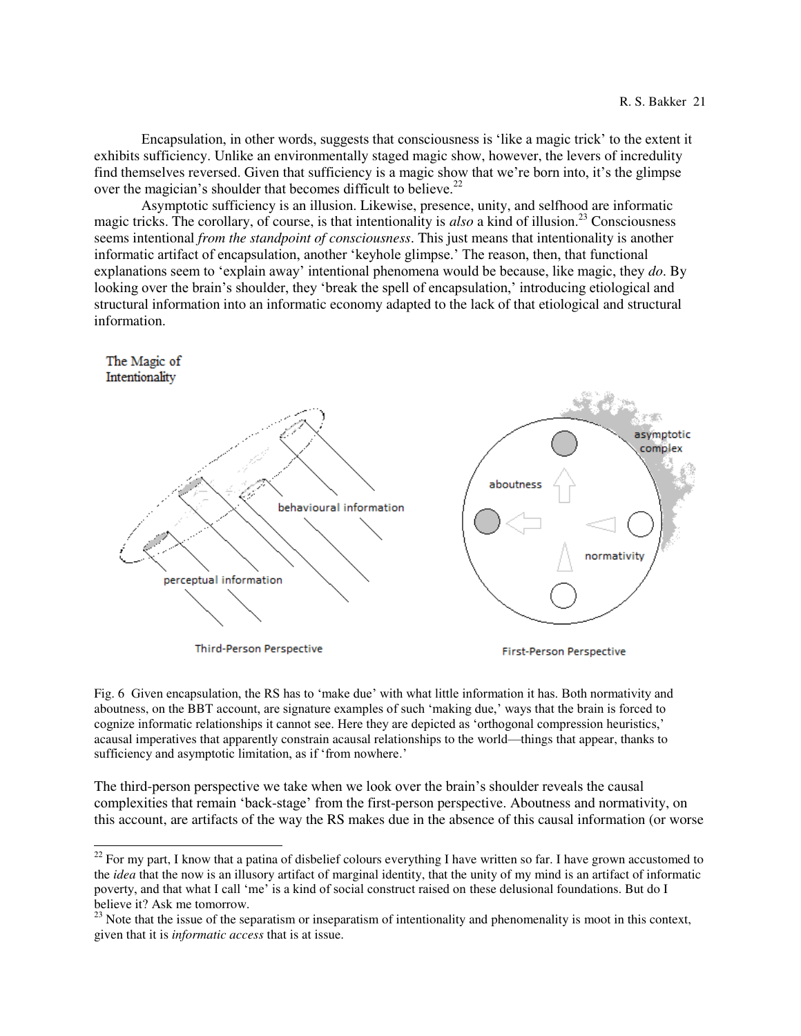Encapsulation, in other words, suggests that consciousness is 'like a magic trick' to the extent it exhibits sufficiency. Unlike an environmentally staged magic show, however, the levers of incredulity find themselves reversed. Given that sufficiency is a magic show that we're born into, it's the glimpse over the magician's shoulder that becomes difficult to believe.[22]

Asymptotic sufficiency is an illusion. Likewise, presence, unity, and selfhood are informatic magic tricks. The corollary, of course, is that intentionality is *also* a kind of illusion.[23] Consciousness seems intentional *from the standpoint of consciousness*. This just means that intentionality is another informatic artifact of encapsulation, another 'keyhole glimpse.' The reason, then, that functional explanations seem to 'explain away' intentional phenomena would be because, like magic, they *do*. By looking over the brain's shoulder, they 'break the spell of encapsulation,' introducing etiological and structural information into an informatic economy adapted to the lack of that etiological and structural information.

The Magic of Intentionality

Fig. 6 Given encapsulation, the RS has to 'make due' with what little information it has. Both normativity and aboutness, on the BBT account, are signature examples of such 'making due,' ways that the brain is forced to cognize informatic relationships it cannot see. Here they are depicted as 'orthogonal compression heuristics,' acausal imperatives that apparently constrain acausal relationships to the world—things that appear, thanks to sufficiency and asymptotic limitation, as if 'from nowhere.'

The third-person perspective we take when we look over the brain's shoulder reveals the causal complexities that remain 'back-stage' from the first-person perspective. Aboutness and normativity, on this account, are artifacts of the way the RS makes due in the absence of this causal information (or worse

[22] For my part, I know that a patina of disbelief colours everything I have written so far. I have grown accustomed to the *idea* that the now is an illusory artifact of marginal identity, that the unity of my mind is an artifact of informatic poverty, and that what I call 'me' is a kind of social construct raised on these delusional foundations. But do I believe it? Ask me tomorrow.

[23] Note that the issue of the separatism or inseparatism of intentionality and phenomenality is moot in this context, given that it is *informatic access* that is at issue.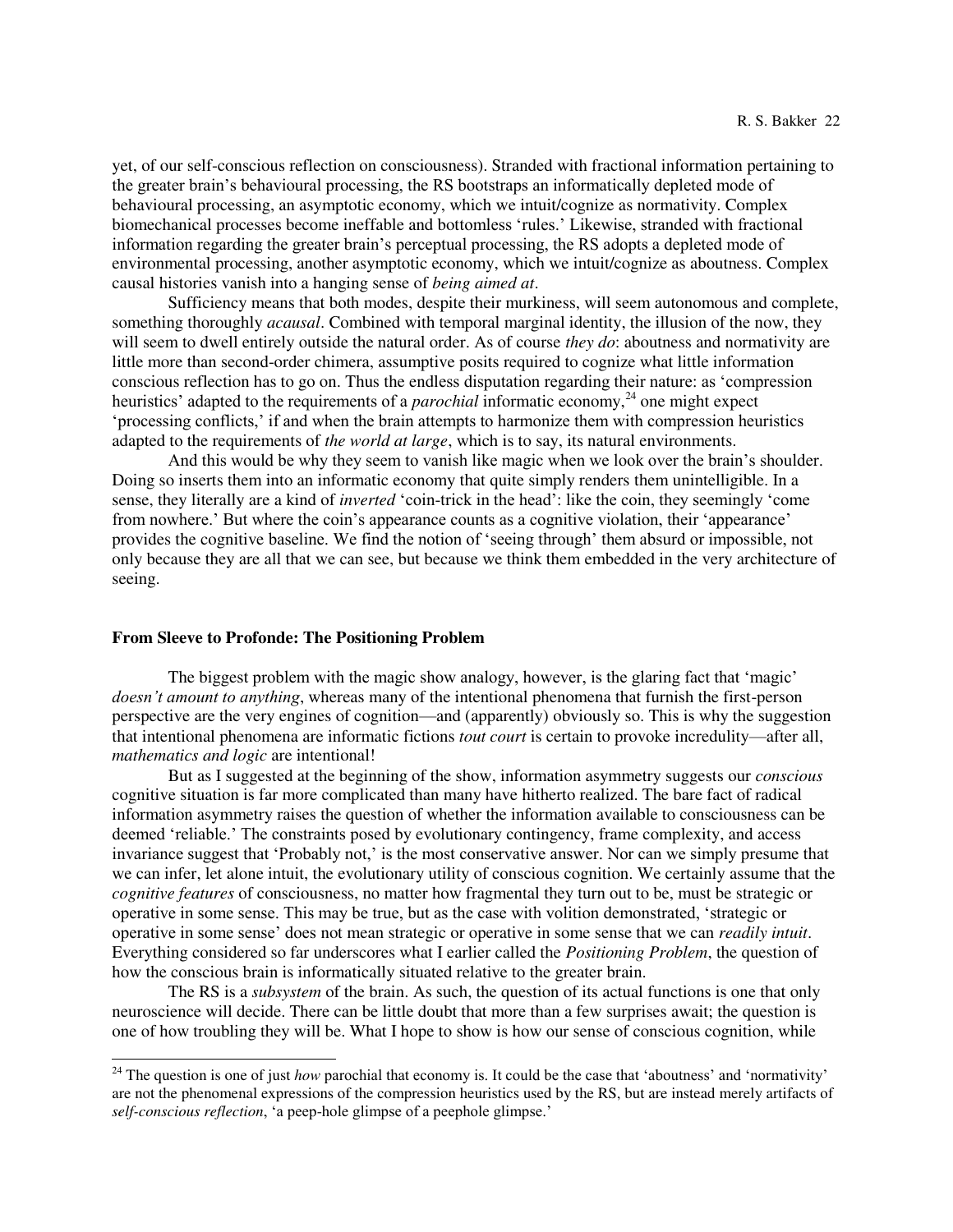yet, of our self-conscious reflection on consciousness). Stranded with fractional information pertaining to the greater brain's behavioural processing, the RS bootstraps an informatically depleted mode of behavioural processing, an asymptotic economy, which we intuit/cognize as normativity. Complex biomechanical processes become ineffable and bottomless 'rules.' Likewise, stranded with fractional information regarding the greater brain's perceptual processing, the RS adopts a depleted mode of environmental processing, another asymptotic economy, which we intuit/cognize as aboutness. Complex causal histories vanish into a hanging sense of *being aimed at*.

Sufficiency means that both modes, despite their murkiness, will seem autonomous and complete, something thoroughly *acausal*. Combined with temporal marginal identity, the illusion of the now, they will seem to dwell entirely outside the natural order. As of course *they do*: aboutness and normativity are little more than second-order chimera, assumptive posits required to cognize what little information conscious reflection has to go on. Thus the endless disputation regarding their nature: as 'compression heuristics' adapted to the requirements of a *parochial* informatic economy,[24] one might expect 'processing conflicts,' if and when the brain attempts to harmonize them with compression heuristics adapted to the requirements of *the world at large*, which is to say, its natural environments.

And this would be why they seem to vanish like magic when we look over the brain's shoulder. Doing so inserts them into an informatic economy that quite simply renders them unintelligible. In a sense, they literally are a kind of *inverted* 'coin-trick in the head': like the coin, they seemingly 'come from nowhere.' But where the coin's appearance counts as a cognitive violation, their 'appearance' provides the cognitive baseline. We find the notion of 'seeing through' them absurd or impossible, not only because they are all that we can see, but because we think them embedded in the very architecture of seeing.

**From Sleeve to Profonde: The Positioning Problem**

The biggest problem with the magic show analogy, however, is the glaring fact that 'magic' *doesn't amount to anything*, whereas many of the intentional phenomena that furnish the first-person perspective are the very engines of cognition—and (apparently) obviously so. This is why the suggestion that intentional phenomena are informatic fictions *tout court* is certain to provoke incredulity—after all, *mathematics and logic* are intentional!

But as I suggested at the beginning of the show, information asymmetry suggests our *conscious* cognitive situation is far more complicated than many have hitherto realized. The bare fact of radical information asymmetry raises the question of whether the information available to consciousness can be deemed 'reliable.' The constraints posed by evolutionary contingency, frame complexity, and access invariance suggest that 'Probably not,' is the most conservative answer. Nor can we simply presume that we can infer, let alone intuit, the evolutionary utility of conscious cognition. We certainly assume that the *cognitive features* of consciousness, no matter how fragmental they turn out to be, must be strategic or operative in some sense. This may be true, but as the case with volition demonstrated, 'strategic or operative in some sense' does not mean strategic or operative in some sense that we can *readily intuit*. Everything considered so far underscores what I earlier called the *Positioning Problem*, the question of how the conscious brain is informatically situated relative to the greater brain.

The RS is a *subsystem* of the brain. As such, the question of its actual functions is one that only neuroscience will decide. There can be little doubt that more than a few surprises await; the question is one of how troubling they will be. What I hope to show is how our sense of conscious cognition, while

---

[24] The question is one of just *how* parochial that economy is. It could be the case that 'aboutness' and 'normativity' are not the phenomenal expressions of the compression heuristics used by the RS, but are instead merely artifacts of *self-conscious reflection*, 'a peep-hole glimpse of a peephole glimpse.'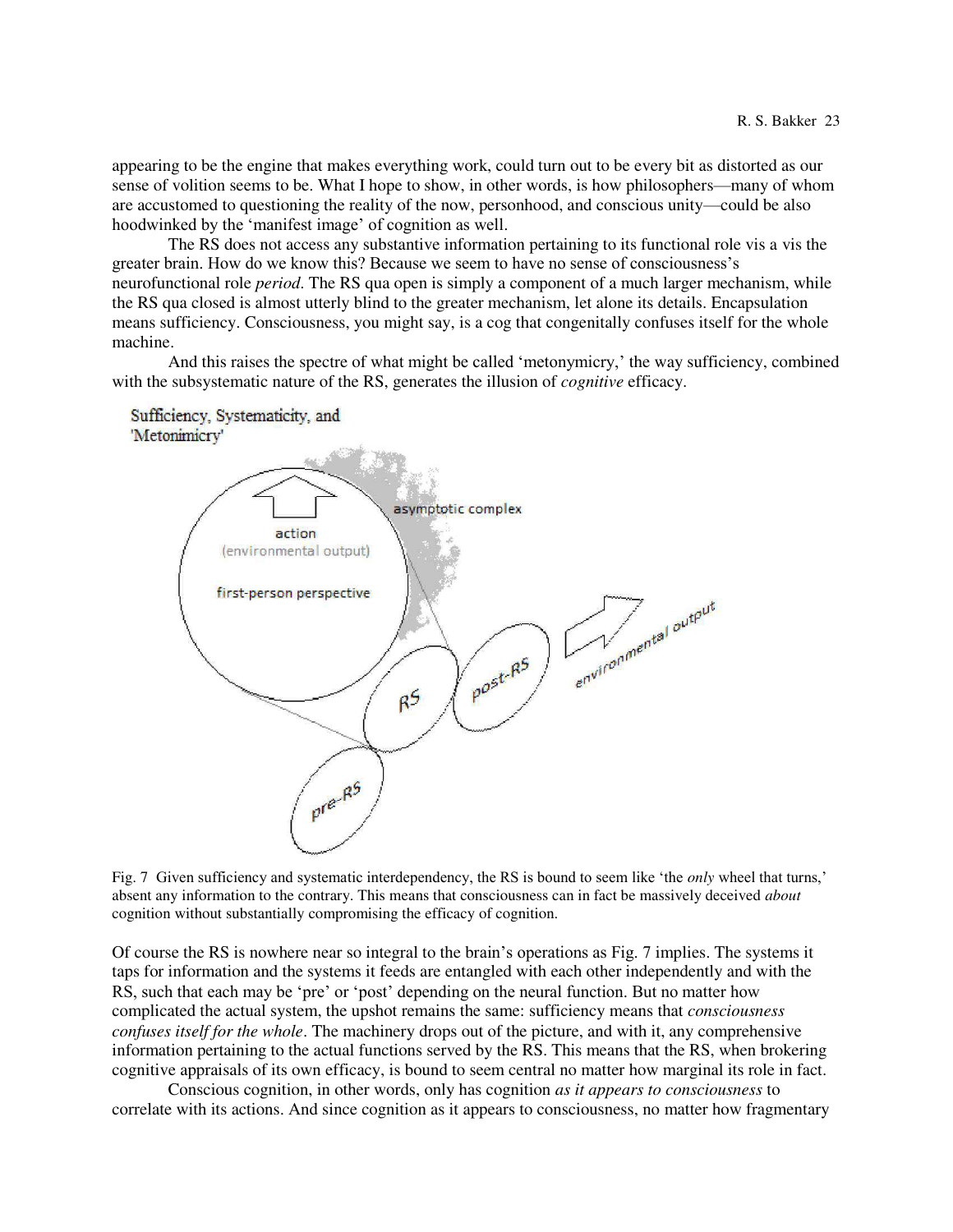appearing to be the engine that makes everything work, could turn out to be every bit as distorted as our sense of volition seems to be. What I hope to show, in other words, is how philosophers—many of whom are accustomed to questioning the reality of the now, personhood, and conscious unity—could be also hoodwinked by the 'manifest image' of cognition as well.

The RS does not access any substantive information pertaining to its functional role vis a vis the greater brain. How do we know this? Because we seem to have no sense of consciousness's neurofunctional role *period*. The RS qua open is simply a component of a much larger mechanism, while the RS qua closed is almost utterly blind to the greater mechanism, let alone its details. Encapsulation means sufficiency. Consciousness, you might say, is a cog that congenitally confuses itself for the whole machine.

And this raises the spectre of what might be called 'metonymicry,' the way sufficiency, combined with the subsystematic nature of the RS, generates the illusion of *cognitive* efficacy.

Sufficiency, Systematicity, and 'Metonimicry'

Fig. 7 Given sufficiency and systematic interdependency, the RS is bound to seem like 'the *only* wheel that turns,' absent any information to the contrary. This means that consciousness can in fact be massively deceived *about* cognition without substantially compromising the efficacy of cognition.

Of course the RS is nowhere near so integral to the brain's operations as Fig. 7 implies. The systems it taps for information and the systems it feeds are entangled with each other independently and with the RS, such that each may be 'pre' or 'post' depending on the neural function. But no matter how complicated the actual system, the upshot remains the same: sufficiency means that *consciousness confuses itself for the whole*. The machinery drops out of the picture, and with it, any comprehensive information pertaining to the actual functions served by the RS. This means that the RS, when brokering cognitive appraisals of its own efficacy, is bound to seem central no matter how marginal its role in fact.

Conscious cognition, in other words, only has cognition *as it appears to consciousness* to correlate with its actions. And since cognition as it appears to consciousness, no matter how fragmentary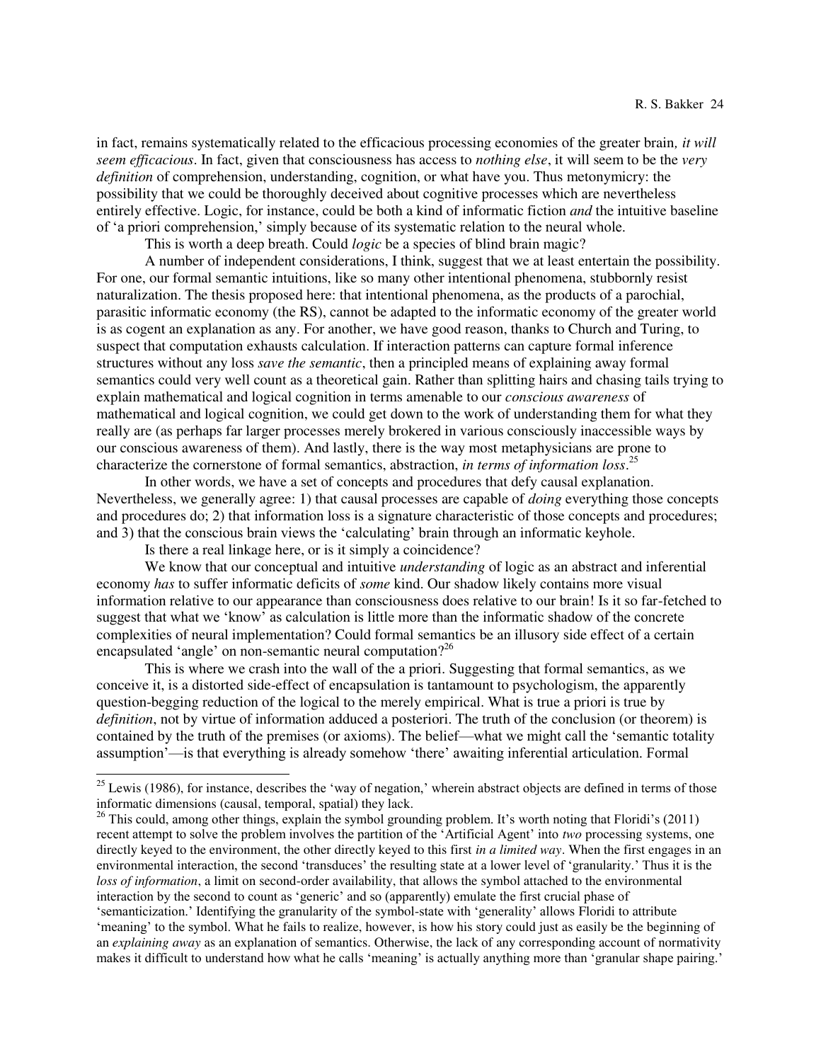in fact, remains systematically related to the efficacious processing economies of the greater brain*, it will seem efficacious*. In fact, given that consciousness has access to *nothing else*, it will seem to be the *very definition* of comprehension, understanding, cognition, or what have you. Thus metonymicry: the possibility that we could be thoroughly deceived about cognitive processes which are nevertheless entirely effective. Logic, for instance, could be both a kind of informatic fiction *and* the intuitive baseline of 'a priori comprehension,' simply because of its systematic relation to the neural whole.

This is worth a deep breath. Could *logic* be a species of blind brain magic?

A number of independent considerations, I think, suggest that we at least entertain the possibility. For one, our formal semantic intuitions, like so many other intentional phenomena, stubbornly resist naturalization. The thesis proposed here: that intentional phenomena, as the products of a parochial, parasitic informatic economy (the RS), cannot be adapted to the informatic economy of the greater world is as cogent an explanation as any. For another, we have good reason, thanks to Church and Turing, to suspect that computation exhausts calculation. If interaction patterns can capture formal inference structures without any loss *save the semantic*, then a principled means of explaining away formal semantics could very well count as a theoretical gain. Rather than splitting hairs and chasing tails trying to explain mathematical and logical cognition in terms amenable to our *conscious awareness* of mathematical and logical cognition, we could get down to the work of understanding them for what they really are (as perhaps far larger processes merely brokered in various consciously inaccessible ways by our conscious awareness of them). And lastly, there is the way most metaphysicians are prone to characterize the cornerstone of formal semantics, abstraction, *in terms of information loss*.[25]

In other words, we have a set of concepts and procedures that defy causal explanation. Nevertheless, we generally agree: 1) that causal processes are capable of *doing* everything those concepts and procedures do; 2) that information loss is a signature characteristic of those concepts and procedures; and 3) that the conscious brain views the 'calculating' brain through an informatic keyhole.

Is there a real linkage here, or is it simply a coincidence?

We know that our conceptual and intuitive *understanding* of logic as an abstract and inferential economy *has* to suffer informatic deficits of *some* kind. Our shadow likely contains more visual information relative to our appearance than consciousness does relative to our brain! Is it so far-fetched to suggest that what we 'know' as calculation is little more than the informatic shadow of the concrete complexities of neural implementation? Could formal semantics be an illusory side effect of a certain encapsulated 'angle' on non-semantic neural computation?[26]

This is where we crash into the wall of the a priori. Suggesting that formal semantics, as we conceive it, is a distorted side-effect of encapsulation is tantamount to psychologism, the apparently question-begging reduction of the logical to the merely empirical. What is true a priori is true by *definition*, not by virtue of information adduced a posteriori. The truth of the conclusion (or theorem) is contained by the truth of the premises (or axioms). The belief—what we might call the 'semantic totality assumption'—is that everything is already somehow 'there' awaiting inferential articulation. Formal

---

[25] Lewis (1986), for instance, describes the 'way of negation,' wherein abstract objects are defined in terms of those informatic dimensions (causal, temporal, spatial) they lack.

[26] This could, among other things, explain the symbol grounding problem. It's worth noting that Floridi's (2011) recent attempt to solve the problem involves the partition of the 'Artificial Agent' into *two* processing systems, one directly keyed to the environment, the other directly keyed to this first *in a limited way*. When the first engages in an environmental interaction, the second 'transduces' the resulting state at a lower level of 'granularity.' Thus it is the *loss of information*, a limit on second-order availability, that allows the symbol attached to the environmental interaction by the second to count as 'generic' and so (apparently) emulate the first crucial phase of 'semanticization.' Identifying the granularity of the symbol-state with 'generality' allows Floridi to attribute 'meaning' to the symbol. What he fails to realize, however, is how his story could just as easily be the beginning of an *explaining away* as an explanation of semantics. Otherwise, the lack of any corresponding account of normativity makes it difficult to understand how what he calls 'meaning' is actually anything more than 'granular shape pairing.'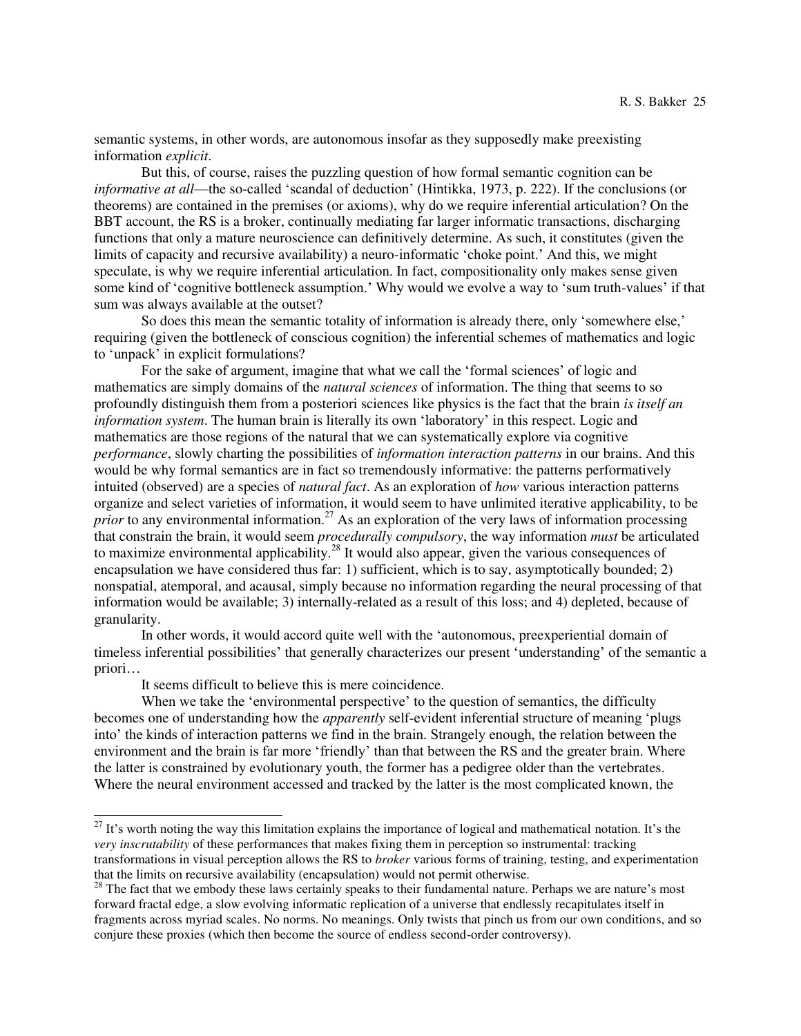semantic systems, in other words, are autonomous insofar as they supposedly make preexisting information *explicit*.

But this, of course, raises the puzzling question of how formal semantic cognition can be *informative at all*—the so-called 'scandal of deduction' (Hintikka, 1973, p. 222). If the conclusions (or theorems) are contained in the premises (or axioms), why do we require inferential articulation? On the BBT account, the RS is a broker, continually mediating far larger informatic transactions, discharging functions that only a mature neuroscience can definitively determine. As such, it constitutes (given the limits of capacity and recursive availability) a neuro-informatic 'choke point.' And this, we might speculate, is why we require inferential articulation. In fact, compositionality only makes sense given some kind of 'cognitive bottleneck assumption.' Why would we evolve a way to 'sum truth-values' if that sum was always available at the outset?

So does this mean the semantic totality of information is already there, only 'somewhere else,' requiring (given the bottleneck of conscious cognition) the inferential schemes of mathematics and logic to 'unpack' in explicit formulations?

For the sake of argument, imagine that what we call the 'formal sciences' of logic and mathematics are simply domains of the *natural sciences* of information. The thing that seems to so profoundly distinguish them from a posteriori sciences like physics is the fact that the brain *is itself an information system*. The human brain is literally its own 'laboratory' in this respect. Logic and mathematics are those regions of the natural that we can systematically explore via cognitive *performance*, slowly charting the possibilities of *information interaction patterns* in our brains. And this would be why formal semantics are in fact so tremendously informative: the patterns performatively intuited (observed) are a species of *natural fact*. As an exploration of *how* various interaction patterns organize and select varieties of information, it would seem to have unlimited iterative applicability, to be *prior* to any environmental information.[27] As an exploration of the very laws of information processing that constrain the brain, it would seem *procedurally compulsory*, the way information *must* be articulated to maximize environmental applicability.[28] It would also appear, given the various consequences of encapsulation we have considered thus far: 1) sufficient, which is to say, asymptotically bounded; 2) nonspatial, atemporal, and acausal, simply because no information regarding the neural processing of that information would be available; 3) internally-related as a result of this loss; and 4) depleted, because of granularity.

In other words, it would accord quite well with the 'autonomous, preexperiential domain of timeless inferential possibilities' that generally characterizes our present 'understanding' of the semantic a priori…

It seems difficult to believe this is mere coincidence.

When we take the 'environmental perspective' to the question of semantics, the difficulty becomes one of understanding how the *apparently* self-evident inferential structure of meaning 'plugs into' the kinds of interaction patterns we find in the brain. Strangely enough, the relation between the environment and the brain is far more 'friendly' than that between the RS and the greater brain. Where the latter is constrained by evolutionary youth, the former has a pedigree older than the vertebrates. Where the neural environment accessed and tracked by the latter is the most complicated known, the

---

[27] It's worth noting the way this limitation explains the importance of logical and mathematical notation. It's the *very inscrutability* of these performances that makes fixing them in perception so instrumental: tracking transformations in visual perception allows the RS to *broker* various forms of training, testing, and experimentation that the limits on recursive availability (encapsulation) would not permit otherwise.

[28] The fact that we embody these laws certainly speaks to their fundamental nature. Perhaps we are nature's most forward fractal edge, a slow evolving informatic replication of a universe that endlessly recapitulates itself in fragments across myriad scales. No norms. No meanings. Only twists that pinch us from our own conditions, and so conjure these proxies (which then become the source of endless second-order controversy).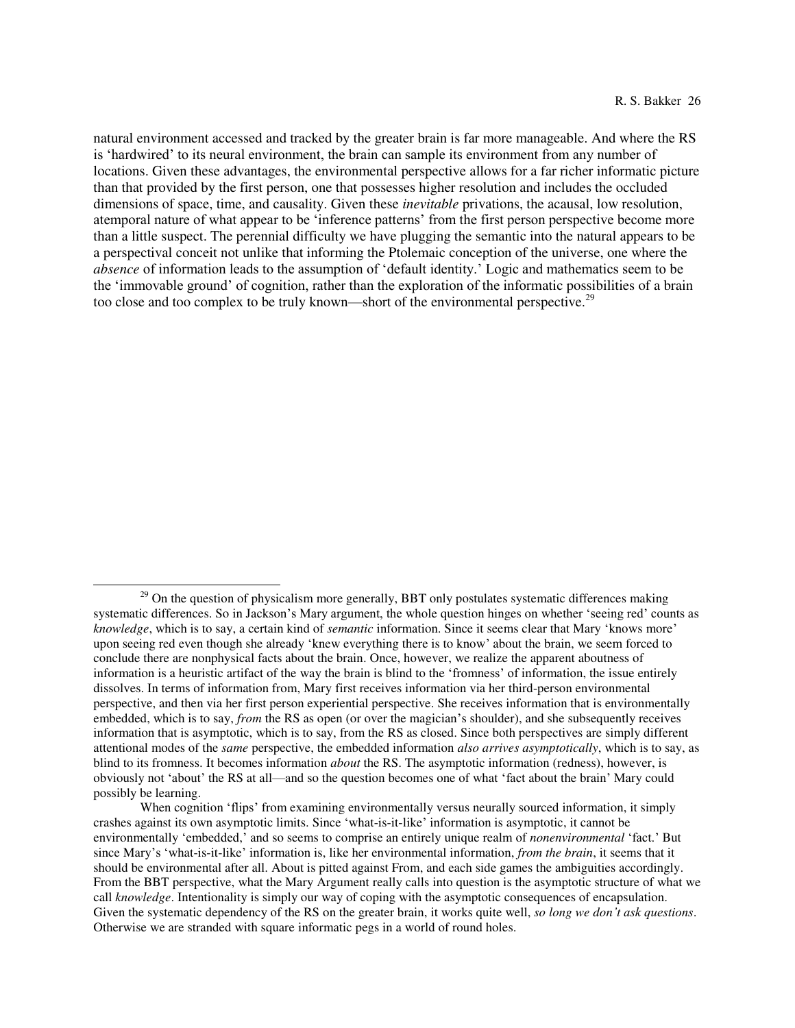natural environment accessed and tracked by the greater brain is far more manageable. And where the RS is 'hardwired' to its neural environment, the brain can sample its environment from any number of locations. Given these advantages, the environmental perspective allows for a far richer informatic picture than that provided by the first person, one that possesses higher resolution and includes the occluded dimensions of space, time, and causality. Given these *inevitable* privations, the acausal, low resolution, atemporal nature of what appear to be 'inference patterns' from the first person perspective become more than a little suspect. The perennial difficulty we have plugging the semantic into the natural appears to be a perspectival conceit not unlike that informing the Ptolemaic conception of the universe, one where the *absence* of information leads to the assumption of 'default identity.' Logic and mathematics seem to be the 'immovable ground' of cognition, rather than the exploration of the informatic possibilities of a brain too close and too complex to be truly known—short of the environmental perspective.[29]

---

[29] On the question of physicalism more generally, BBT only postulates systematic differences making systematic differences. So in Jackson's Mary argument, the whole question hinges on whether 'seeing red' counts as *knowledge*, which is to say, a certain kind of *semantic* information. Since it seems clear that Mary 'knows more' upon seeing red even though she already 'knew everything there is to know' about the brain, we seem forced to conclude there are nonphysical facts about the brain. Once, however, we realize the apparent aboutness of information is a heuristic artifact of the way the brain is blind to the 'fromness' of information, the issue entirely dissolves. In terms of information from, Mary first receives information via her third-person environmental perspective, and then via her first person experiential perspective. She receives information that is environmentally embedded, which is to say, *from* the RS as open (or over the magician's shoulder), and she subsequently receives information that is asymptotic, which is to say, from the RS as closed. Since both perspectives are simply different attentional modes of the *same* perspective, the embedded information *also arrives asymptotically*, which is to say, as blind to its fromness. It becomes information *about* the RS. The asymptotic information (redness), however, is obviously not 'about' the RS at all—and so the question becomes one of what 'fact about the brain' Mary could possibly be learning.

When cognition 'flips' from examining environmentally versus neurally sourced information, it simply crashes against its own asymptotic limits. Since 'what-is-it-like' information is asymptotic, it cannot be environmentally 'embedded,' and so seems to comprise an entirely unique realm of *nonenvironmental* 'fact.' But since Mary's 'what-is-it-like' information is, like her environmental information, *from the brain*, it seems that it should be environmental after all. About is pitted against From, and each side games the ambiguities accordingly. From the BBT perspective, what the Mary Argument really calls into question is the asymptotic structure of what we call *knowledge*. Intentionality is simply our way of coping with the asymptotic consequences of encapsulation. Given the systematic dependency of the RS on the greater brain, it works quite well, *so long we don't ask questions*. Otherwise we are stranded with square informatic pegs in a world of round holes.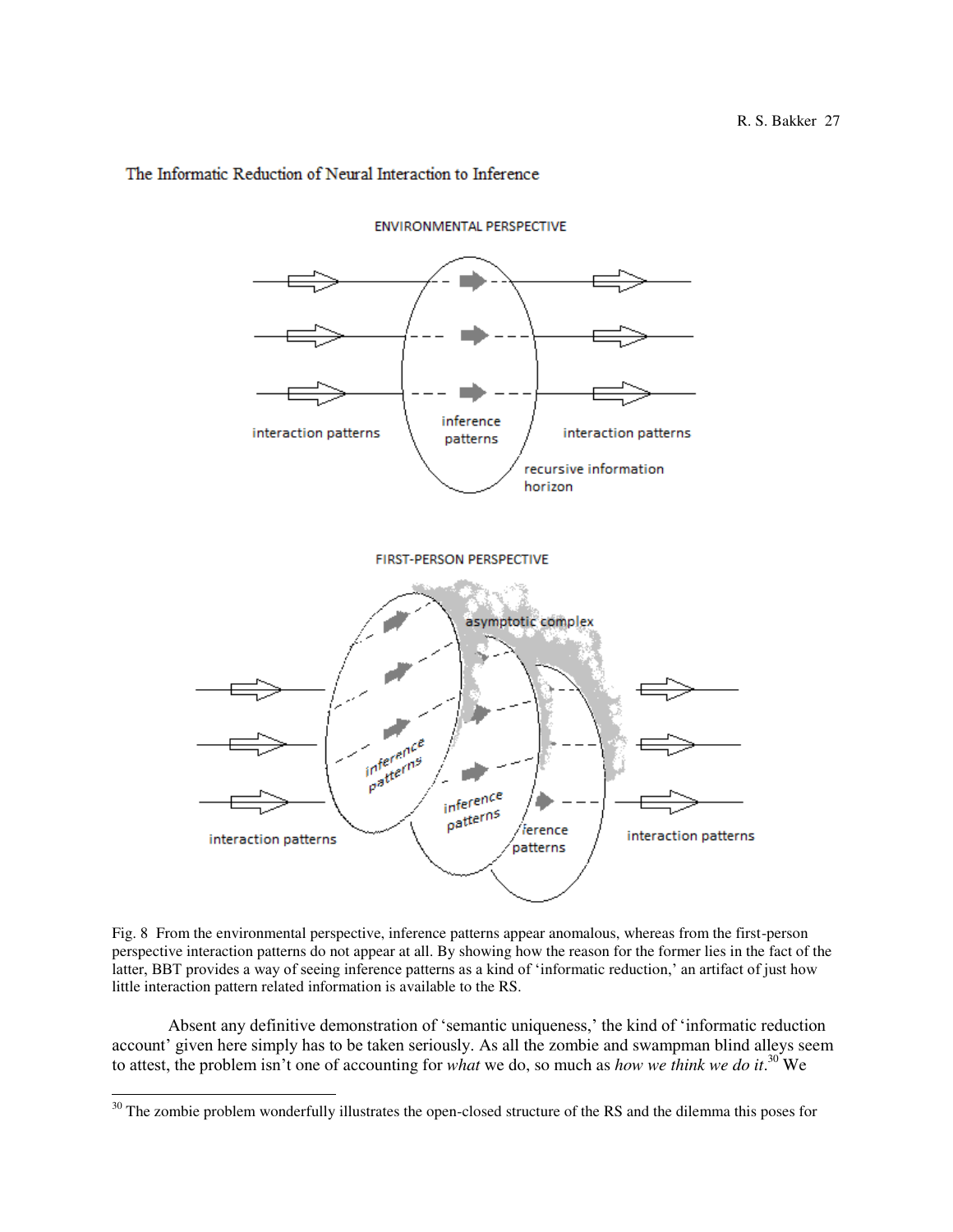The Informatic Reduction of Neural Interaction to Inference

ENVIRONMENTAL PERSPECTIVE

interaction patterns — inference patterns — interaction patterns

recursive information horizon

FIRST-PERSON PERSPECTIVE

asymptotic complex

interaction patterns — inference patterns — inference patterns — ference patterns — interaction patterns

Fig. 8 From the environmental perspective, inference patterns appear anomalous, whereas from the first-person perspective interaction patterns do not appear at all. By showing how the reason for the former lies in the fact of the latter, BBT provides a way of seeing inference patterns as a kind of 'informatic reduction,' an artifact of just how little interaction pattern related information is available to the RS.

Absent any definitive demonstration of 'semantic uniqueness,' the kind of 'informatic reduction account' given here simply has to be taken seriously. As all the zombie and swampman blind alleys seem to attest, the problem isn't one of accounting for *what* we do, so much as *how we think we do it*.[30] We

[30] The zombie problem wonderfully illustrates the open-closed structure of the RS and the dilemma this poses for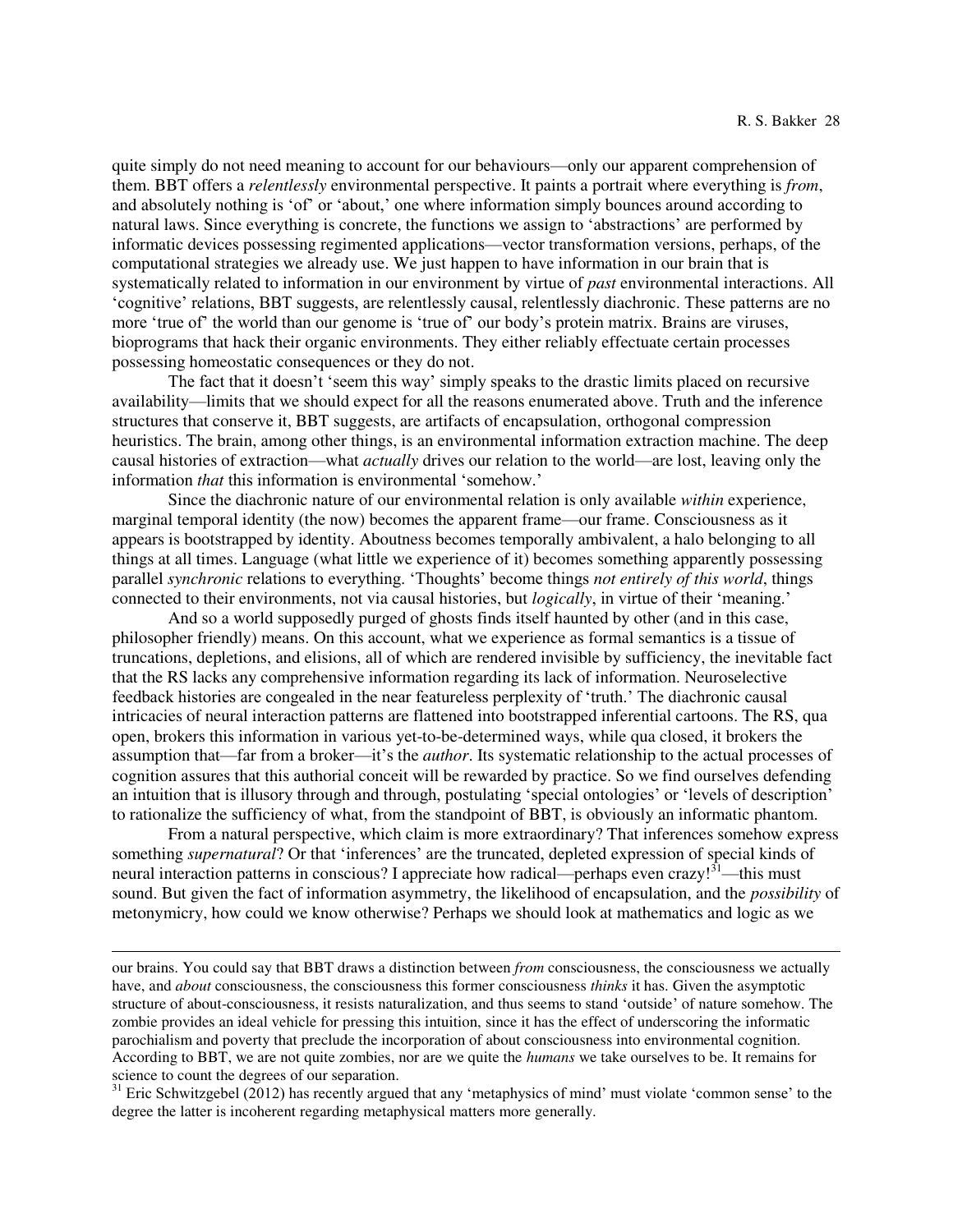quite simply do not need meaning to account for our behaviours—only our apparent comprehension of them. BBT offers a *relentlessly* environmental perspective. It paints a portrait where everything is *from*, and absolutely nothing is 'of' or 'about,' one where information simply bounces around according to natural laws. Since everything is concrete, the functions we assign to 'abstractions' are performed by informatic devices possessing regimented applications—vector transformation versions, perhaps, of the computational strategies we already use. We just happen to have information in our brain that is systematically related to information in our environment by virtue of *past* environmental interactions. All 'cognitive' relations, BBT suggests, are relentlessly causal, relentlessly diachronic. These patterns are no more 'true of' the world than our genome is 'true of' our body's protein matrix. Brains are viruses, bioprograms that hack their organic environments. They either reliably effectuate certain processes possessing homeostatic consequences or they do not.

The fact that it doesn't 'seem this way' simply speaks to the drastic limits placed on recursive availability—limits that we should expect for all the reasons enumerated above. Truth and the inference structures that conserve it, BBT suggests, are artifacts of encapsulation, orthogonal compression heuristics. The brain, among other things, is an environmental information extraction machine. The deep causal histories of extraction—what *actually* drives our relation to the world—are lost, leaving only the information *that* this information is environmental 'somehow.'

Since the diachronic nature of our environmental relation is only available *within* experience, marginal temporal identity (the now) becomes the apparent frame—our frame. Consciousness as it appears is bootstrapped by identity. Aboutness becomes temporally ambivalent, a halo belonging to all things at all times. Language (what little we experience of it) becomes something apparently possessing parallel *synchronic* relations to everything. 'Thoughts' become things *not entirely of this world*, things connected to their environments, not via causal histories, but *logically*, in virtue of their 'meaning.'

And so a world supposedly purged of ghosts finds itself haunted by other (and in this case, philosopher friendly) means. On this account, what we experience as formal semantics is a tissue of truncations, depletions, and elisions, all of which are rendered invisible by sufficiency, the inevitable fact that the RS lacks any comprehensive information regarding its lack of information. Neuroselective feedback histories are congealed in the near featureless perplexity of 'truth.' The diachronic causal intricacies of neural interaction patterns are flattened into bootstrapped inferential cartoons. The RS, qua open, brokers this information in various yet-to-be-determined ways, while qua closed, it brokers the assumption that—far from a broker—it's the *author*. Its systematic relationship to the actual processes of cognition assures that this authorial conceit will be rewarded by practice. So we find ourselves defending an intuition that is illusory through and through, postulating 'special ontologies' or 'levels of description' to rationalize the sufficiency of what, from the standpoint of BBT, is obviously an informatic phantom.

From a natural perspective, which claim is more extraordinary? That inferences somehow express something *supernatural*? Or that 'inferences' are the truncated, depleted expression of special kinds of neural interaction patterns in conscious? I appreciate how radical—perhaps even crazy![31]—this must sound. But given the fact of information asymmetry, the likelihood of encapsulation, and the *possibility* of metonymicry, how could we know otherwise? Perhaps we should look at mathematics and logic as we

---

our brains. You could say that BBT draws a distinction between *from* consciousness, the consciousness we actually have, and *about* consciousness, the consciousness this former consciousness *thinks* it has. Given the asymptotic structure of about-consciousness, it resists naturalization, and thus seems to stand 'outside' of nature somehow. The zombie provides an ideal vehicle for pressing this intuition, since it has the effect of underscoring the informatic parochialism and poverty that preclude the incorporation of about consciousness into environmental cognition. According to BBT, we are not quite zombies, nor are we quite the *humans* we take ourselves to be. It remains for science to count the degrees of our separation.

[31] Eric Schwitzgebel (2012) has recently argued that any 'metaphysics of mind' must violate 'common sense' to the degree the latter is incoherent regarding metaphysical matters more generally.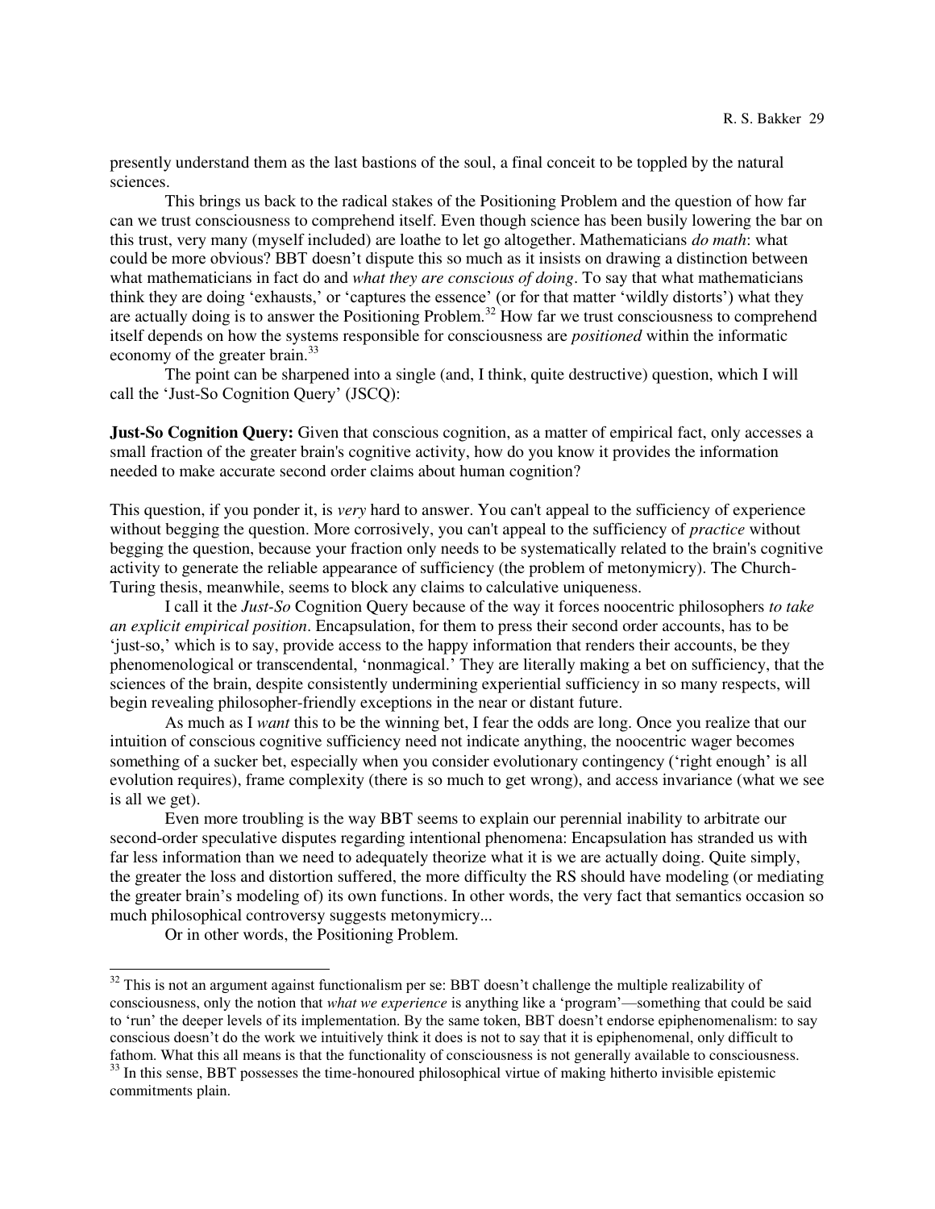presently understand them as the last bastions of the soul, a final conceit to be toppled by the natural sciences.

This brings us back to the radical stakes of the Positioning Problem and the question of how far can we trust consciousness to comprehend itself. Even though science has been busily lowering the bar on this trust, very many (myself included) are loathe to let go altogether. Mathematicians *do math*: what could be more obvious? BBT doesn't dispute this so much as it insists on drawing a distinction between what mathematicians in fact do and *what they are conscious of doing*. To say that what mathematicians think they are doing 'exhausts,' or 'captures the essence' (or for that matter 'wildly distorts') what they are actually doing is to answer the Positioning Problem.[32] How far we trust consciousness to comprehend itself depends on how the systems responsible for consciousness are *positioned* within the informatic economy of the greater brain.[33]

The point can be sharpened into a single (and, I think, quite destructive) question, which I will call the 'Just-So Cognition Query' (JSCQ):

**Just-So Cognition Query:** Given that conscious cognition, as a matter of empirical fact, only accesses a small fraction of the greater brain's cognitive activity, how do you know it provides the information needed to make accurate second order claims about human cognition?

This question, if you ponder it, is *very* hard to answer. You can't appeal to the sufficiency of experience without begging the question. More corrosively, you can't appeal to the sufficiency of *practice* without begging the question, because your fraction only needs to be systematically related to the brain's cognitive activity to generate the reliable appearance of sufficiency (the problem of metonymicry). The Church-Turing thesis, meanwhile, seems to block any claims to calculative uniqueness.

I call it the *Just-So* Cognition Query because of the way it forces noocentric philosophers *to take an explicit empirical position*. Encapsulation, for them to press their second order accounts, has to be 'just-so,' which is to say, provide access to the happy information that renders their accounts, be they phenomenological or transcendental, 'nonmagical.' They are literally making a bet on sufficiency, that the sciences of the brain, despite consistently undermining experiential sufficiency in so many respects, will begin revealing philosopher-friendly exceptions in the near or distant future.

As much as I *want* this to be the winning bet, I fear the odds are long. Once you realize that our intuition of conscious cognitive sufficiency need not indicate anything, the noocentric wager becomes something of a sucker bet, especially when you consider evolutionary contingency ('right enough' is all evolution requires), frame complexity (there is so much to get wrong), and access invariance (what we see is all we get).

Even more troubling is the way BBT seems to explain our perennial inability to arbitrate our second-order speculative disputes regarding intentional phenomena: Encapsulation has stranded us with far less information than we need to adequately theorize what it is we are actually doing. Quite simply, the greater the loss and distortion suffered, the more difficulty the RS should have modeling (or mediating the greater brain's modeling of) its own functions. In other words, the very fact that semantics occasion so much philosophical controversy suggests metonymicry...

Or in other words, the Positioning Problem.

---

[32] This is not an argument against functionalism per se: BBT doesn't challenge the multiple realizability of consciousness, only the notion that *what we experience* is anything like a 'program'—something that could be said to 'run' the deeper levels of its implementation. By the same token, BBT doesn't endorse epiphenomenalism: to say conscious doesn't do the work we intuitively think it does is not to say that it is epiphenomenal, only difficult to fathom. What this all means is that the functionality of consciousness is not generally available to consciousness.

[33] In this sense, BBT possesses the time-honoured philosophical virtue of making hitherto invisible epistemic commitments plain.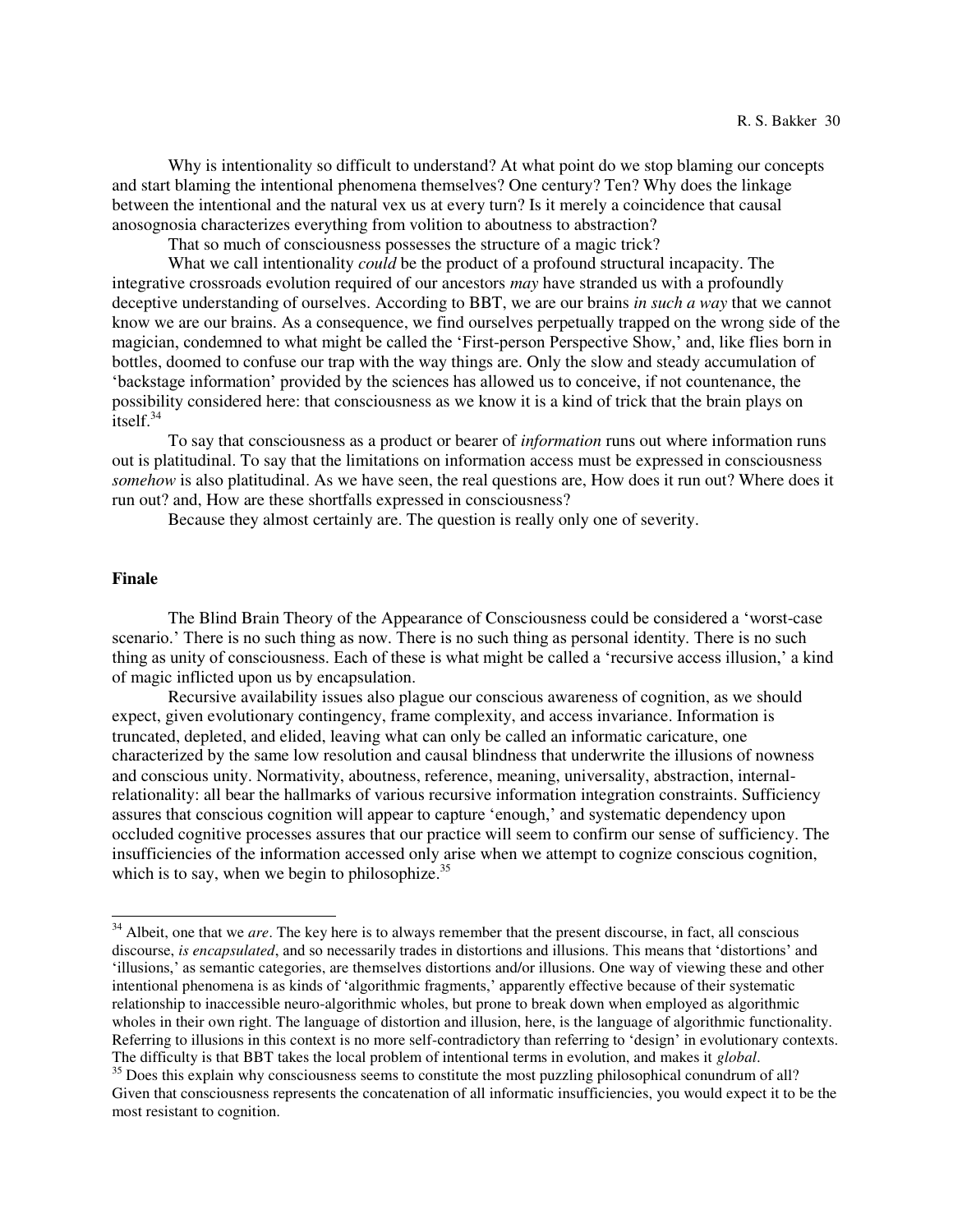Why is intentionality so difficult to understand? At what point do we stop blaming our concepts and start blaming the intentional phenomena themselves? One century? Ten? Why does the linkage between the intentional and the natural vex us at every turn? Is it merely a coincidence that causal anosognosia characterizes everything from volition to aboutness to abstraction?

That so much of consciousness possesses the structure of a magic trick?

What we call intentionality *could* be the product of a profound structural incapacity. The integrative crossroads evolution required of our ancestors *may* have stranded us with a profoundly deceptive understanding of ourselves. According to BBT, we are our brains *in such a way* that we cannot know we are our brains. As a consequence, we find ourselves perpetually trapped on the wrong side of the magician, condemned to what might be called the 'First-person Perspective Show,' and, like flies born in bottles, doomed to confuse our trap with the way things are. Only the slow and steady accumulation of 'backstage information' provided by the sciences has allowed us to conceive, if not countenance, the possibility considered here: that consciousness as we know it is a kind of trick that the brain plays on itself.[34]

To say that consciousness as a product or bearer of *information* runs out where information runs out is platitudinal. To say that the limitations on information access must be expressed in consciousness *somehow* is also platitudinal. As we have seen, the real questions are, How does it run out? Where does it run out? and, How are these shortfalls expressed in consciousness?

Because they almost certainly are. The question is really only one of severity.

**Finale**

The Blind Brain Theory of the Appearance of Consciousness could be considered a 'worst-case scenario.' There is no such thing as now. There is no such thing as personal identity. There is no such thing as unity of consciousness. Each of these is what might be called a 'recursive access illusion,' a kind of magic inflicted upon us by encapsulation.

Recursive availability issues also plague our conscious awareness of cognition, as we should expect, given evolutionary contingency, frame complexity, and access invariance. Information is truncated, depleted, and elided, leaving what can only be called an informatic caricature, one characterized by the same low resolution and causal blindness that underwrite the illusions of nowness and conscious unity. Normativity, aboutness, reference, meaning, universality, abstraction, internal-relationality: all bear the hallmarks of various recursive information integration constraints. Sufficiency assures that conscious cognition will appear to capture 'enough,' and systematic dependency upon occluded cognitive processes assures that our practice will seem to confirm our sense of sufficiency. The insufficiencies of the information accessed only arise when we attempt to cognize conscious cognition, which is to say, when we begin to philosophize.[35]

---

[34] Albeit, one that we *are*. The key here is to always remember that the present discourse, in fact, all conscious discourse, *is encapsulated*, and so necessarily trades in distortions and illusions. This means that 'distortions' and 'illusions,' as semantic categories, are themselves distortions and/or illusions. One way of viewing these and other intentional phenomena is as kinds of 'algorithmic fragments,' apparently effective because of their systematic relationship to inaccessible neuro-algorithmic wholes, but prone to break down when employed as algorithmic wholes in their own right. The language of distortion and illusion, here, is the language of algorithmic functionality. Referring to illusions in this context is no more self-contradictory than referring to 'design' in evolutionary contexts. The difficulty is that BBT takes the local problem of intentional terms in evolution, and makes it *global*.

[35] Does this explain why consciousness seems to constitute the most puzzling philosophical conundrum of all? Given that consciousness represents the concatenation of all informatic insufficiencies, you would expect it to be the most resistant to cognition.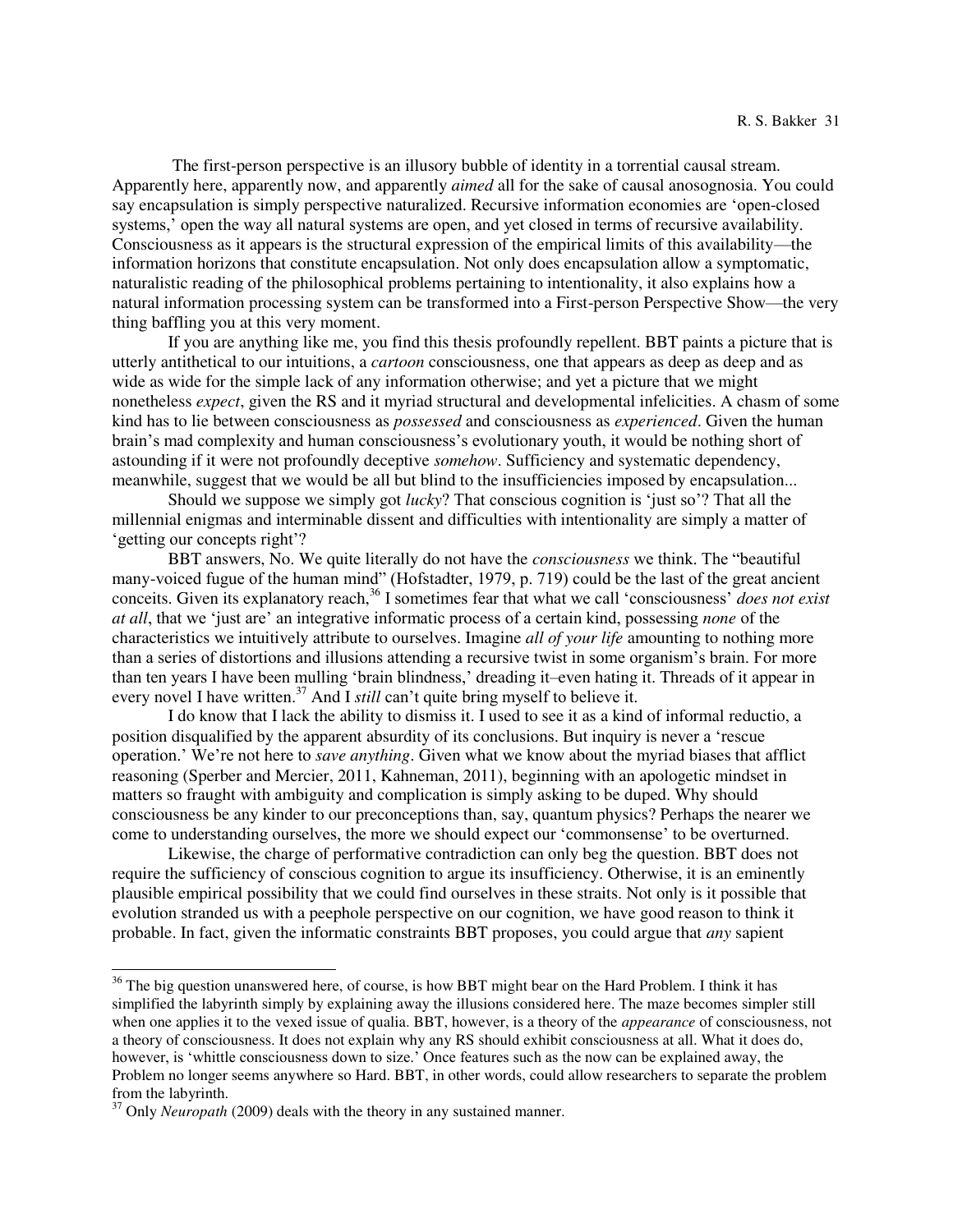The first-person perspective is an illusory bubble of identity in a torrential causal stream. Apparently here, apparently now, and apparently *aimed* all for the sake of causal anosognosia. You could say encapsulation is simply perspective naturalized. Recursive information economies are 'open-closed systems,' open the way all natural systems are open, and yet closed in terms of recursive availability. Consciousness as it appears is the structural expression of the empirical limits of this availability—the information horizons that constitute encapsulation. Not only does encapsulation allow a symptomatic, naturalistic reading of the philosophical problems pertaining to intentionality, it also explains how a natural information processing system can be transformed into a First-person Perspective Show—the very thing baffling you at this very moment.

If you are anything like me, you find this thesis profoundly repellent. BBT paints a picture that is utterly antithetical to our intuitions, a *cartoon* consciousness, one that appears as deep as deep and as wide as wide for the simple lack of any information otherwise; and yet a picture that we might nonetheless *expect*, given the RS and it myriad structural and developmental infelicities. A chasm of some kind has to lie between consciousness as *possessed* and consciousness as *experienced*. Given the human brain's mad complexity and human consciousness's evolutionary youth, it would be nothing short of astounding if it were not profoundly deceptive *somehow*. Sufficiency and systematic dependency, meanwhile, suggest that we would be all but blind to the insufficiencies imposed by encapsulation...

Should we suppose we simply got *lucky*? That conscious cognition is 'just so'? That all the millennial enigmas and interminable dissent and difficulties with intentionality are simply a matter of 'getting our concepts right'?

BBT answers, No. We quite literally do not have the *consciousness* we think. The "beautiful many-voiced fugue of the human mind" (Hofstadter, 1979, p. 719) could be the last of the great ancient conceits. Given its explanatory reach,[36] I sometimes fear that what we call 'consciousness' *does not exist at all*, that we 'just are' an integrative informatic process of a certain kind, possessing *none* of the characteristics we intuitively attribute to ourselves. Imagine *all of your life* amounting to nothing more than a series of distortions and illusions attending a recursive twist in some organism's brain. For more than ten years I have been mulling 'brain blindness,' dreading it–even hating it. Threads of it appear in every novel I have written.[37] And I *still* can't quite bring myself to believe it.

I do know that I lack the ability to dismiss it. I used to see it as a kind of informal reductio, a position disqualified by the apparent absurdity of its conclusions. But inquiry is never a 'rescue operation.' We're not here to *save anything*. Given what we know about the myriad biases that afflict reasoning (Sperber and Mercier, 2011, Kahneman, 2011), beginning with an apologetic mindset in matters so fraught with ambiguity and complication is simply asking to be duped. Why should consciousness be any kinder to our preconceptions than, say, quantum physics? Perhaps the nearer we come to understanding ourselves, the more we should expect our 'commonsense' to be overturned.

Likewise, the charge of performative contradiction can only beg the question. BBT does not require the sufficiency of conscious cognition to argue its insufficiency. Otherwise, it is an eminently plausible empirical possibility that we could find ourselves in these straits. Not only is it possible that evolution stranded us with a peephole perspective on our cognition, we have good reason to think it probable. In fact, given the informatic constraints BBT proposes, you could argue that *any* sapient

---

[36] The big question unanswered here, of course, is how BBT might bear on the Hard Problem. I think it has simplified the labyrinth simply by explaining away the illusions considered here. The maze becomes simpler still when one applies it to the vexed issue of qualia. BBT, however, is a theory of the *appearance* of consciousness, not a theory of consciousness. It does not explain why any RS should exhibit consciousness at all. What it does do, however, is 'whittle consciousness down to size.' Once features such as the now can be explained away, the Problem no longer seems anywhere so Hard. BBT, in other words, could allow researchers to separate the problem from the labyrinth.

[37] Only *Neuropath* (2009) deals with the theory in any sustained manner.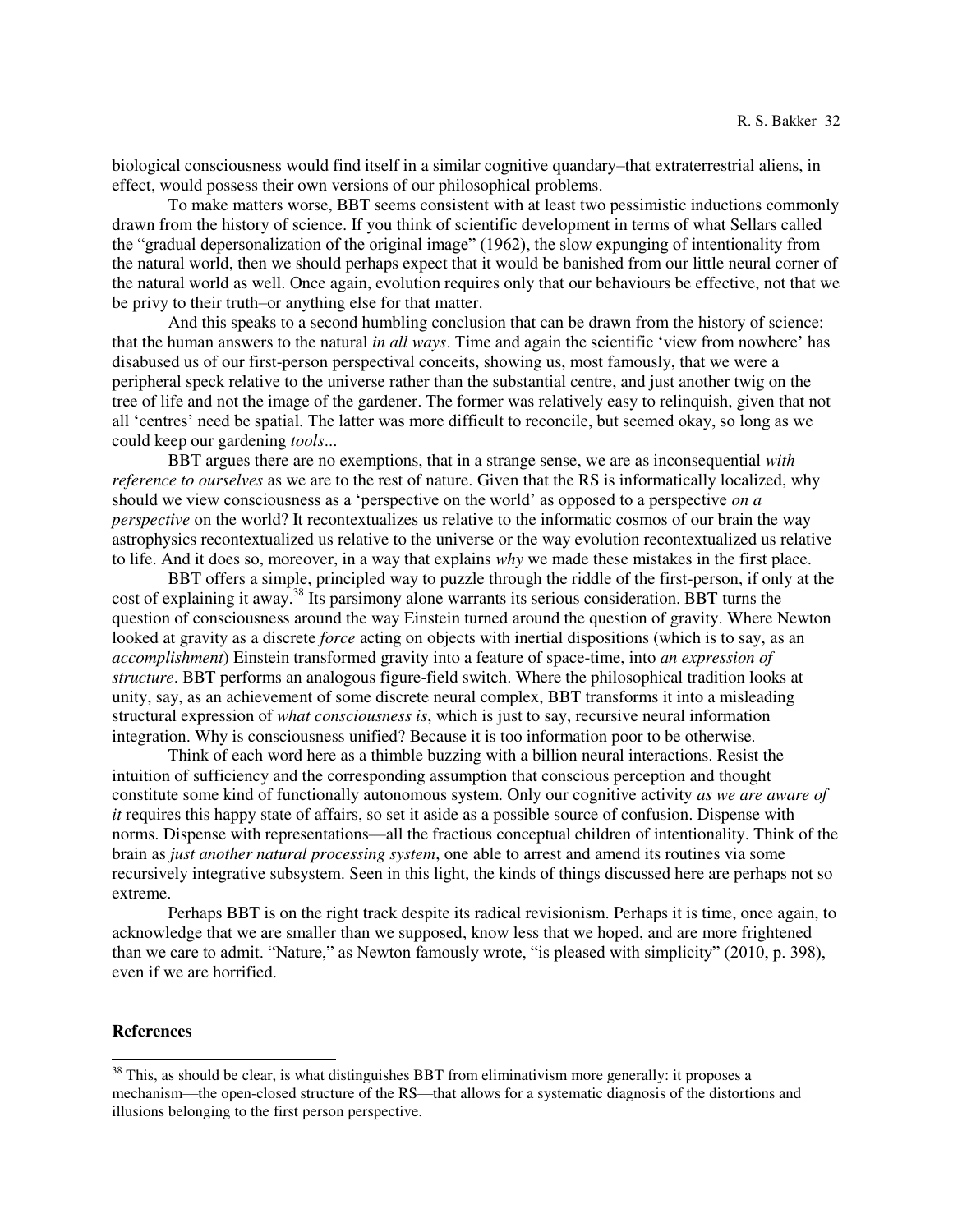biological consciousness would find itself in a similar cognitive quandary–that extraterrestrial aliens, in effect, would possess their own versions of our philosophical problems.

To make matters worse, BBT seems consistent with at least two pessimistic inductions commonly drawn from the history of science. If you think of scientific development in terms of what Sellars called the "gradual depersonalization of the original image" (1962), the slow expunging of intentionality from the natural world, then we should perhaps expect that it would be banished from our little neural corner of the natural world as well. Once again, evolution requires only that our behaviours be effective, not that we be privy to their truth–or anything else for that matter.

And this speaks to a second humbling conclusion that can be drawn from the history of science: that the human answers to the natural *in all ways*. Time and again the scientific 'view from nowhere' has disabused us of our first-person perspectival conceits, showing us, most famously, that we were a peripheral speck relative to the universe rather than the substantial centre, and just another twig on the tree of life and not the image of the gardener. The former was relatively easy to relinquish, given that not all 'centres' need be spatial. The latter was more difficult to reconcile, but seemed okay, so long as we could keep our gardening *tools*...

BBT argues there are no exemptions, that in a strange sense, we are as inconsequential *with reference to ourselves* as we are to the rest of nature. Given that the RS is informatically localized, why should we view consciousness as a 'perspective on the world' as opposed to a perspective *on a perspective* on the world? It recontextualizes us relative to the informatic cosmos of our brain the way astrophysics recontextualized us relative to the universe or the way evolution recontextualized us relative to life. And it does so, moreover, in a way that explains *why* we made these mistakes in the first place.

BBT offers a simple, principled way to puzzle through the riddle of the first-person, if only at the cost of explaining it away.[38] Its parsimony alone warrants its serious consideration. BBT turns the question of consciousness around the way Einstein turned around the question of gravity. Where Newton looked at gravity as a discrete *force* acting on objects with inertial dispositions (which is to say, as an *accomplishment*) Einstein transformed gravity into a feature of space-time, into *an expression of structure*. BBT performs an analogous figure-field switch. Where the philosophical tradition looks at unity, say, as an achievement of some discrete neural complex, BBT transforms it into a misleading structural expression of *what consciousness is*, which is just to say, recursive neural information integration. Why is consciousness unified? Because it is too information poor to be otherwise.

Think of each word here as a thimble buzzing with a billion neural interactions. Resist the intuition of sufficiency and the corresponding assumption that conscious perception and thought constitute some kind of functionally autonomous system. Only our cognitive activity *as we are aware of it* requires this happy state of affairs, so set it aside as a possible source of confusion. Dispense with norms. Dispense with representations—all the fractious conceptual children of intentionality. Think of the brain as *just another natural processing system*, one able to arrest and amend its routines via some recursively integrative subsystem. Seen in this light, the kinds of things discussed here are perhaps not so extreme.

Perhaps BBT is on the right track despite its radical revisionism. Perhaps it is time, once again, to acknowledge that we are smaller than we supposed, know less that we hoped, and are more frightened than we care to admit. "Nature," as Newton famously wrote, "is pleased with simplicity" (2010, p. 398), even if we are horrified.

**References**

[38] This, as should be clear, is what distinguishes BBT from eliminativism more generally: it proposes a mechanism—the open-closed structure of the RS—that allows for a systematic diagnosis of the distortions and illusions belonging to the first person perspective.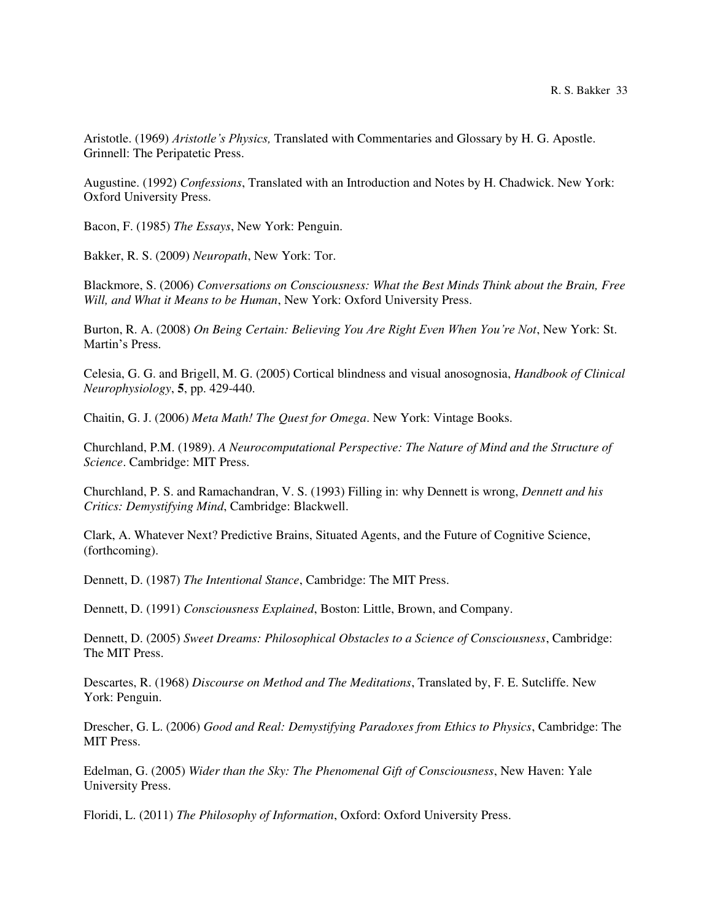Aristotle. (1969) *Aristotle's Physics,* Translated with Commentaries and Glossary by H. G. Apostle. Grinnell: The Peripatetic Press.

Augustine. (1992) *Confessions*, Translated with an Introduction and Notes by H. Chadwick. New York: Oxford University Press.

Bacon, F. (1985) *The Essays*, New York: Penguin.

Bakker, R. S. (2009) *Neuropath*, New York: Tor.

Blackmore, S. (2006) *Conversations on Consciousness: What the Best Minds Think about the Brain, Free Will, and What it Means to be Human*, New York: Oxford University Press.

Burton, R. A. (2008) *On Being Certain: Believing You Are Right Even When You're Not*, New York: St. Martin's Press.

Celesia, G. G. and Brigell, M. G. (2005) Cortical blindness and visual anosognosia, *Handbook of Clinical Neurophysiology*, **5**, pp. 429-440.

Chaitin, G. J. (2006) *Meta Math! The Quest for Omega*. New York: Vintage Books.

Churchland, P.M. (1989). *A Neurocomputational Perspective: The Nature of Mind and the Structure of Science*. Cambridge: MIT Press.

Churchland, P. S. and Ramachandran, V. S. (1993) Filling in: why Dennett is wrong, *Dennett and his Critics: Demystifying Mind*, Cambridge: Blackwell.

Clark, A. Whatever Next? Predictive Brains, Situated Agents, and the Future of Cognitive Science, (forthcoming).

Dennett, D. (1987) *The Intentional Stance*, Cambridge: The MIT Press.

Dennett, D. (1991) *Consciousness Explained*, Boston: Little, Brown, and Company.

Dennett, D. (2005) *Sweet Dreams: Philosophical Obstacles to a Science of Consciousness*, Cambridge: The MIT Press.

Descartes, R. (1968) *Discourse on Method and The Meditations*, Translated by, F. E. Sutcliffe. New York: Penguin.

Drescher, G. L. (2006) *Good and Real: Demystifying Paradoxes from Ethics to Physics*, Cambridge: The MIT Press.

Edelman, G. (2005) *Wider than the Sky: The Phenomenal Gift of Consciousness*, New Haven: Yale University Press.

Floridi, L. (2011) *The Philosophy of Information*, Oxford: Oxford University Press.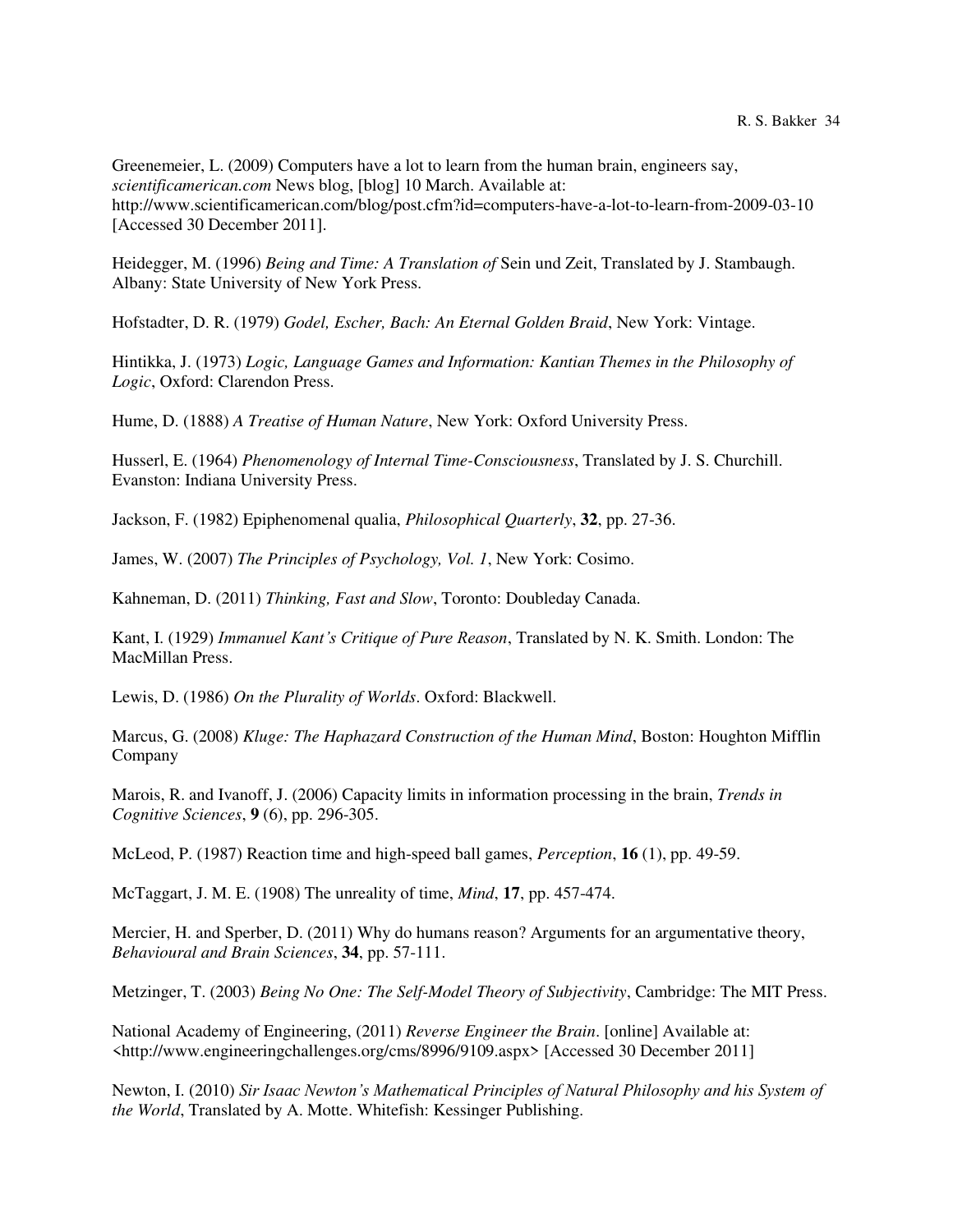Greenemeier, L. (2009) Computers have a lot to learn from the human brain, engineers say, *scientificamerican.com* News blog, [blog] 10 March. Available at: http://www.scientificamerican.com/blog/post.cfm?id=computers-have-a-lot-to-learn-from-2009-03-10 [Accessed 30 December 2011].

Heidegger, M. (1996) *Being and Time: A Translation of* Sein und Zeit, Translated by J. Stambaugh. Albany: State University of New York Press.

Hofstadter, D. R. (1979) *Godel, Escher, Bach: An Eternal Golden Braid*, New York: Vintage.

Hintikka, J. (1973) *Logic, Language Games and Information: Kantian Themes in the Philosophy of Logic*, Oxford: Clarendon Press.

Hume, D. (1888) *A Treatise of Human Nature*, New York: Oxford University Press.

Husserl, E. (1964) *Phenomenology of Internal Time-Consciousness*, Translated by J. S. Churchill. Evanston: Indiana University Press.

Jackson, F. (1982) Epiphenomenal qualia, *Philosophical Quarterly*, **32**, pp. 27-36.

James, W. (2007) *The Principles of Psychology, Vol. 1*, New York: Cosimo.

Kahneman, D. (2011) *Thinking, Fast and Slow*, Toronto: Doubleday Canada.

Kant, I. (1929) *Immanuel Kant's Critique of Pure Reason*, Translated by N. K. Smith. London: The MacMillan Press.

Lewis, D. (1986) *On the Plurality of Worlds*. Oxford: Blackwell.

Marcus, G. (2008) *Kluge: The Haphazard Construction of the Human Mind*, Boston: Houghton Mifflin Company

Marois, R. and Ivanoff, J. (2006) Capacity limits in information processing in the brain, *Trends in Cognitive Sciences*, **9** (6), pp. 296-305.

McLeod, P. (1987) Reaction time and high-speed ball games, *Perception*, **16** (1), pp. 49-59.

McTaggart, J. M. E. (1908) The unreality of time, *Mind*, **17**, pp. 457-474.

Mercier, H. and Sperber, D. (2011) Why do humans reason? Arguments for an argumentative theory, *Behavioural and Brain Sciences*, **34**, pp. 57-111.

Metzinger, T. (2003) *Being No One: The Self-Model Theory of Subjectivity*, Cambridge: The MIT Press.

National Academy of Engineering, (2011) *Reverse Engineer the Brain*. [online] Available at: <http://www.engineeringchallenges.org/cms/8996/9109.aspx> [Accessed 30 December 2011]

Newton, I. (2010) *Sir Isaac Newton's Mathematical Principles of Natural Philosophy and his System of the World*, Translated by A. Motte. Whitefish: Kessinger Publishing.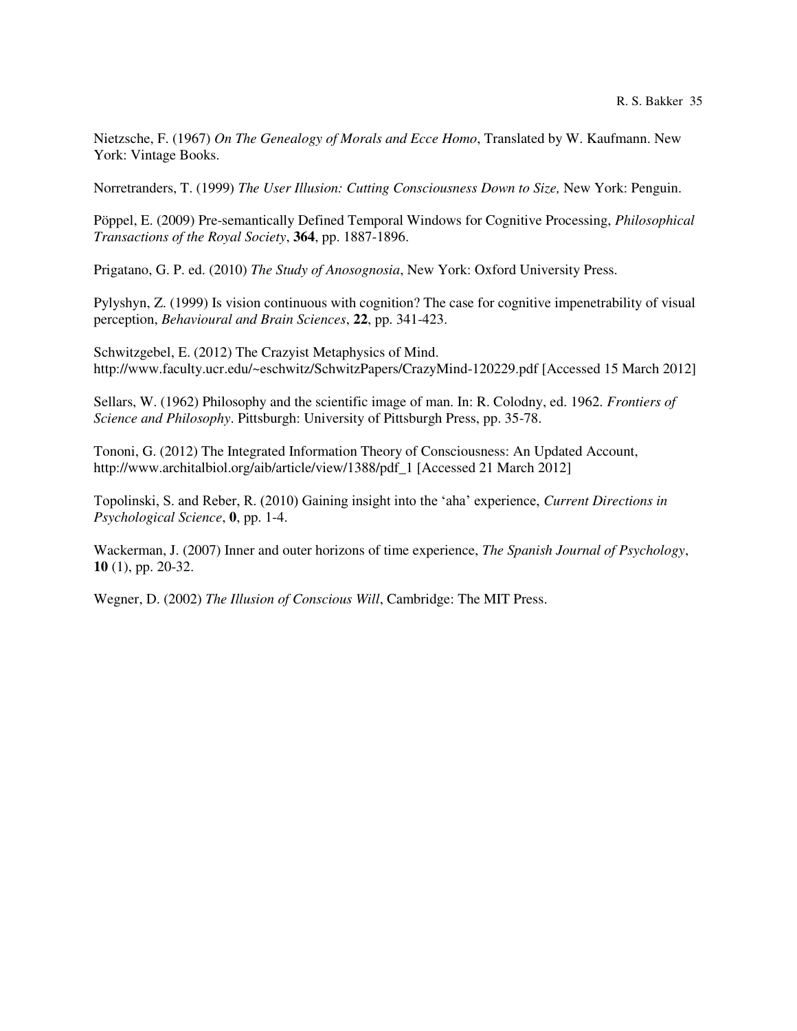Nietzsche, F. (1967) *On The Genealogy of Morals and Ecce Homo*, Translated by W. Kaufmann. New York: Vintage Books.

Norretranders, T. (1999) *The User Illusion: Cutting Consciousness Down to Size,* New York: Penguin.

Pöppel, E. (2009) Pre-semantically Defined Temporal Windows for Cognitive Processing, *Philosophical Transactions of the Royal Society*, **364**, pp. 1887-1896.

Prigatano, G. P. ed. (2010) *The Study of Anosognosia*, New York: Oxford University Press.

Pylyshyn, Z. (1999) Is vision continuous with cognition? The case for cognitive impenetrability of visual perception, *Behavioural and Brain Sciences*, **22**, pp. 341-423.

Schwitzgebel, E. (2012) The Crazyist Metaphysics of Mind. http://www.faculty.ucr.edu/~eschwitz/SchwitzPapers/CrazyMind-120229.pdf [Accessed 15 March 2012]

Sellars, W. (1962) Philosophy and the scientific image of man. In: R. Colodny, ed. 1962. *Frontiers of Science and Philosophy*. Pittsburgh: University of Pittsburgh Press, pp. 35-78.

Tononi, G. (2012) The Integrated Information Theory of Consciousness: An Updated Account, http://www.architalbiol.org/aib/article/view/1388/pdf_1 [Accessed 21 March 2012]

Topolinski, S. and Reber, R. (2010) Gaining insight into the 'aha' experience, *Current Directions in Psychological Science*, **0**, pp. 1-4.

Wackerman, J. (2007) Inner and outer horizons of time experience, *The Spanish Journal of Psychology*, **10** (1), pp. 20-32.

Wegner, D. (2002) *The Illusion of Conscious Will*, Cambridge: The MIT Press.